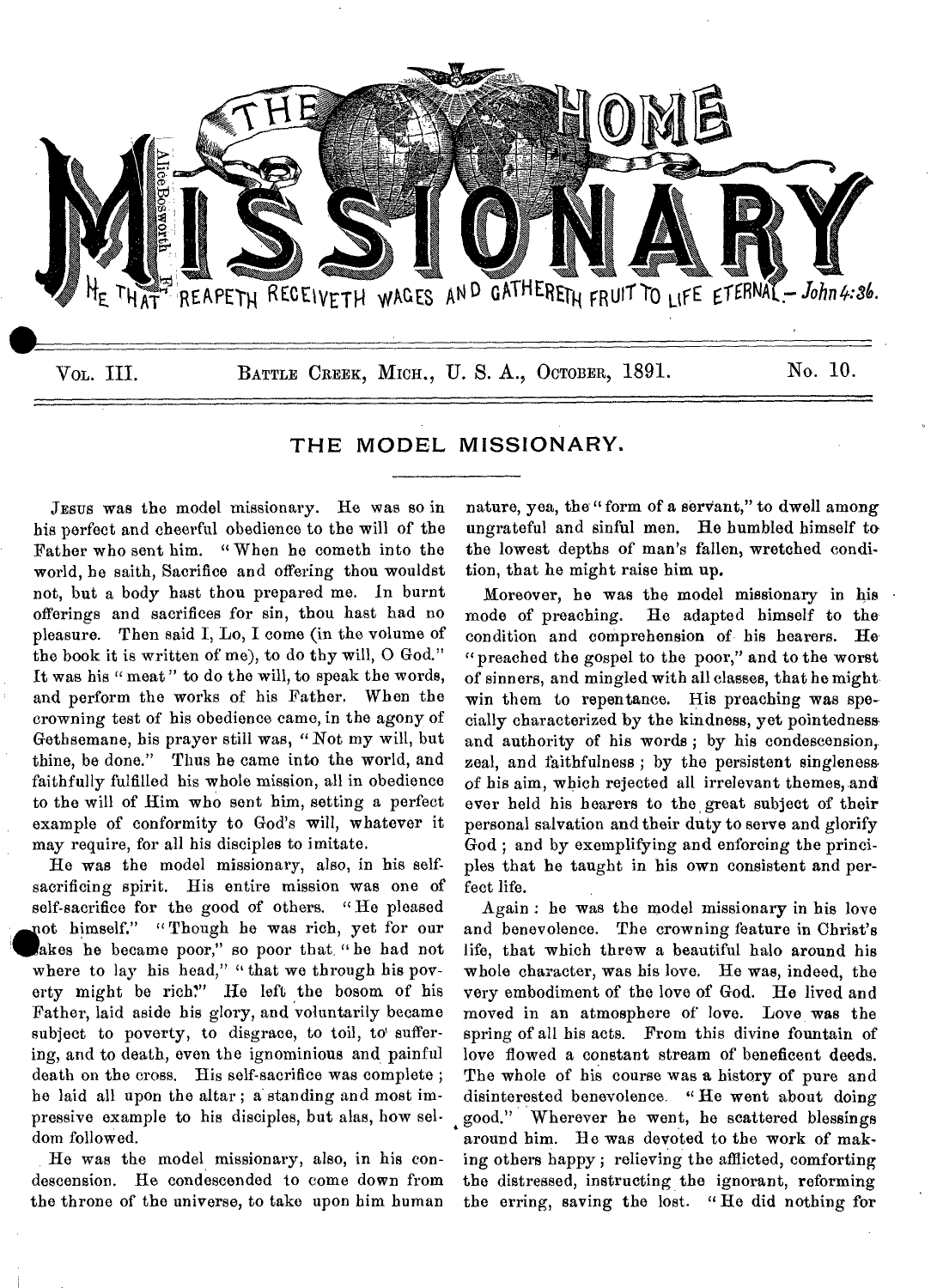# THE HOME MISSIONARY

HE THAT REAPETH RECEIVETH WAGES AND GATHERETH FRUIT TO LIFE ETERNAL.—*John 4:36.*

VOL. III. BATTLE CREEK, MICH., U. S. A., OCTOBER, 1891. No. 10.

## THE MODEL MISSIONARY.

JESUS was the model missionary. He was so in his perfect and cheerful obedience to the will of the Father who sent him. "When he cometh into the world, he saith, Sacrifice and offering thou wouldst not, but a body hast thou prepared me. In burnt offerings and sacrifices for sin, thou hast had no pleasure. Then said I, Lo, I come (in the volume of the book it is written of me), to do thy will, O God." It was his "meat" to do the will, to speak the words, and perform the works of his Father. When the crowning test of his obedience came, in the agony of Gethsemane, his prayer still was, "Not my will, but thine, be done." Thus he came into the world, and faithfully fulfilled his whole mission, all in obedience to the will of Him who sent him, setting a perfect example of conformity to God's will, whatever it may require, for all his disciples to imitate.

He was the model missionary, also, in his self-sacrificing spirit. His entire mission was one of self-sacrifice for the good of others. "He pleased not himself." "Though he was rich, yet for our sakes he became poor," so poor that "he had not where to lay his head," "that we through his poverty might be rich." He left the bosom of his Father, laid aside his glory, and voluntarily became subject to poverty, to disgrace, to toil, to suffering, and to death, even the ignominious and painful death on the cross. His self-sacrifice was complete; he laid all upon the altar; a standing and most impressive example to his disciples, but alas, how seldom followed.

He was the model missionary, also, in his condescension. He condescended to come down from the throne of the universe, to take upon him human nature, yea, the "form of a servant," to dwell among ungrateful and sinful men. He humbled himself to the lowest depths of man's fallen, wretched condition, that he might raise him up.

Moreover, he was the model missionary in his mode of preaching. He adapted himself to the condition and comprehension of his hearers. He "preached the gospel to the poor," and to the worst of sinners, and mingled with all classes, that he might win them to repentance. His preaching was specially characterized by the kindness, yet pointedness and authority of his words; by his condescension, zeal, and faithfulness; by the persistent singleness of his aim, which rejected all irrelevant themes, and ever held his hearers to the great subject of their personal salvation and their duty to serve and glorify God; and by exemplifying and enforcing the principles that he taught in his own consistent and perfect life.

Again: he was the model missionary in his love and benevolence. The crowning feature in Christ's life, that which threw a beautiful halo around his whole character, was his love. He was, indeed, the very embodiment of the love of God. He lived and moved in an atmosphere of love. Love was the spring of all his acts. From this divine fountain of love flowed a constant stream of beneficent deeds. The whole of his course was a history of pure and disinterested benevolence. "He went about doing good." Wherever he went, he scattered blessings around him. He was devoted to the work of making others happy; relieving the afflicted, comforting the distressed, instructing the ignorant, reforming the erring, saving the lost. "He did nothing for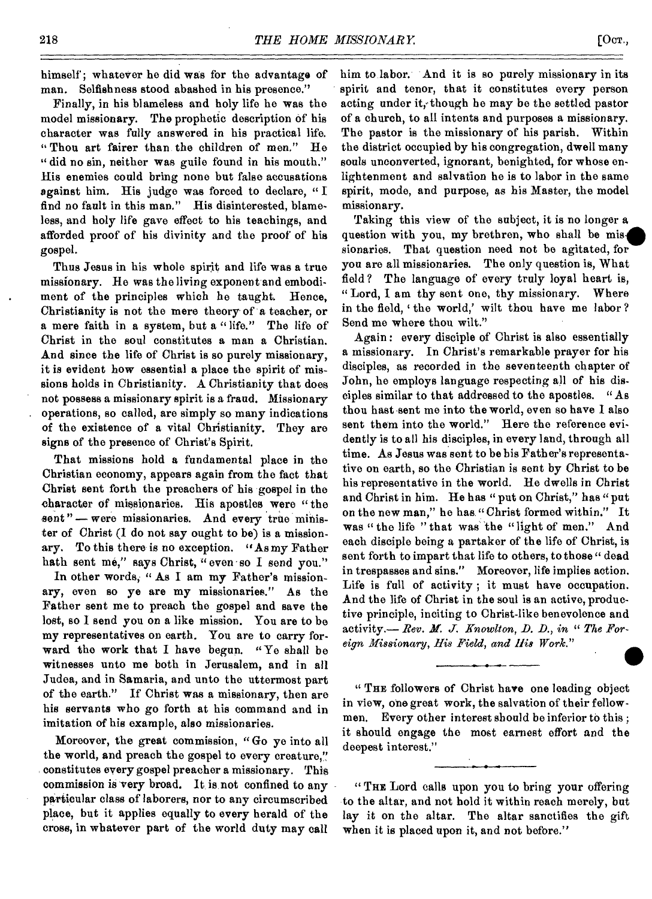himself; whatever he did was for the advantage of man. Selfishness stood abashed in his presence."

Finally, in his blameless and holy life he was the model missionary. The prophetic description of his character was fully answered in his practical life. "Thou art fairer than the children of men." He "did no sin, neither was guile found in his mouth." His enemies could bring none but false accusations against him. His judge was forced to declare, "I find no fault in this man." His disinterested, blameless, and holy life gave effect to his teachings, and afforded proof of his divinity and the proof of his gospel.

Thus Jesus in his whole spirit and life was a true missionary. He was the living exponent and embodiment of the principles which he taught. Hence, Christianity is not the mere theory of a teacher, or a mere faith in a system, but a "life." The life of Christ in the soul constitutes a man a Christian. And since the life of Christ is so purely missionary, it is evident how essential a place the spirit of missions holds in Christianity. A Christianity that does not possess a missionary spirit is a fraud. Missionary operations, so called, are simply so many indications of the existence of a vital Christianity. They are signs of the presence of Christ's Spirit.

That missions hold a fundamental place in the Christian economy, appears again from the fact that Christ sent forth the preachers of his gospel in the character of missionaries. His apostles were "the sent"— were missionaries. And every true minister of Christ (I do not say ought to be) is a missionary. To this there is no exception. "As my Father hath sent me," says Christ, "even so I send you."

In other words, "As I am my Father's missionary, even so ye are my missionaries." As the Father sent me to preach the gospel and save the lost, so I send you on a like mission. You are to be my representatives on earth. You are to carry forward the work that I have begun. "Ye shall be witnesses unto me both in Jerusalem, and in all Judea, and in Samaria, and unto the uttermost part of the earth." If Christ was a missionary, then are his servants who go forth at his command and in imitation of his example, also missionaries.

Moreover, the great commission, "Go ye into all the world, and preach the gospel to every creature," constitutes every gospel preacher a missionary. This commission is very broad. It is not confined to any particular class of laborers, nor to any circumscribed place, but it applies equally to every herald of the cross, in whatever part of the world duty may call him to labor. And it is so purely missionary in its spirit and tenor, that it constitutes every person acting under it, though he may be the settled pastor of a church, to all intents and purposes a missionary. The pastor is the missionary of his parish. Within the district occupied by his congregation, dwell many souls unconverted, ignorant, benighted, for whose enlightenment and salvation he is to labor in the same spirit, mode, and purpose, as his Master, the model missionary.

Taking this view of the subject, it is no longer a question with you, my brethren, who shall be missionaries. That question need not be agitated, for you are all missionaries. The only question is, What field? The language of every truly loyal heart is, "Lord, I am thy sent one, thy missionary. Where in the field, 'the world,' wilt thou have me labor? Send me where thou wilt."

Again: every disciple of Christ is also essentially a missionary. In Christ's remarkable prayer for his disciples, as recorded in the seventeenth chapter of John, he employs language respecting all of his disciples similar to that addressed to the apostles. "As thou hast sent me into the world, even so have I also sent them into the world." Here the reference evidently is to all his disciples, in every land, through all time. As Jesus was sent to be his Father's representative on earth, so the Christian is sent by Christ to be his representative in the world. He dwells in Christ and Christ in him. He has "put on Christ," has "put on the new man," he has "Christ formed within." It was "the life" that was the "light of men." And each disciple being a partaker of the life of Christ, is sent forth to impart that life to others, to those "dead in trespasses and sins." Moreover, life implies action. Life is full of activity; it must have occupation. And the life of Christ in the soul is an active, productive principle, inciting to Christ-like benevolence and activity.— *Rev. M. J. Knowlton, D. D., in "The Foreign Missionary, His Field, and His Work."*

---

"The followers of Christ have one leading object in view, one great work, the salvation of their fellowmen. Every other interest should be inferior to this; it should engage the most earnest effort and the deepest interest."

---

"The Lord calls upon you to bring your offering to the altar, and not hold it within reach merely, but lay it on the altar. The altar sanctifies the gift when it is placed upon it, and not before."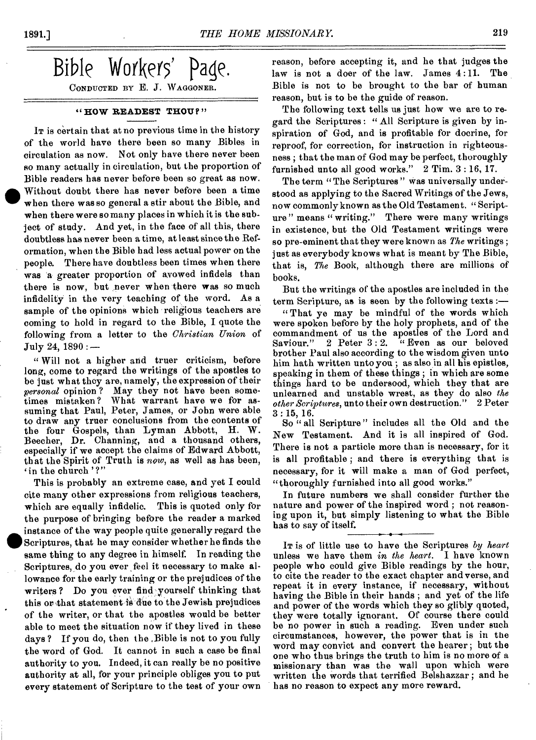# Bible Workers' Page.

CONDUCTED BY E. J. WAGGONER.

## "HOW READEST THOU?"

IT is certain that at no previous time in the history of the world have there been so many Bibles in circulation as now. Not only have there never been so many actually in circulation, but the proportion of Bible readers has never before been so great as now. Without doubt there has never before been a time when there was so general a stir about the Bible, and when there were so many places in which it is the subject of study. And yet, in the face of all this, there doubtless has never been a time, at least since the Reformation, when the Bible had less actual power on the people. There have doubtless been times when there was a greater proportion of avowed infidels than there is now, but never when there was so much infidelity in the very teaching of the word. As a sample of the opinions which religious teachers are coming to hold in regard to the Bible, I quote the following from a letter to the *Christian Union* of July 24, 1890:—

"Will not a higher and truer criticism, before long, come to regard the writings of the apostles to be just what they are, namely, the expression of their *personal* opinion? May they not have been sometimes mistaken? What warrant have we for assuming that Paul, Peter, James, or John were able to draw any truer conclusions from the contents of the four Gospels, than Lyman Abbott, H. W. Beecher, Dr. Channing, and a thousand others, especially if we accept the claims of Edward Abbott, that the Spirit of Truth is *now*, as well as has been, 'in the church'?"

This is probably an extreme case, and yet I could cite many other expressions from religious teachers, which are equally infidelic. This is quoted only for the purpose of bringing before the reader a marked instance of the way people quite generally regard the Scriptures, that he may consider whether he finds the same thing to any degree in himself. In reading the Scriptures, do you ever feel it necessary to make allowance for the early training or the prejudices of the writers? Do you ever find yourself thinking that this or that statement is due to the Jewish prejudices of the writer, or that the apostles would be better able to meet the situation now if they lived in these days? If you do, then the Bible is not to you fully the word of God. It cannot in such a case be final authority to you. Indeed, it can really be no positive authority at all, for your principle obliges you to put every statement of Scripture to the test of your own reason, before accepting it, and he that judges the law is not a doer of the law. James 4:11. The Bible is not to be brought to the bar of human reason, but is to be the guide of reason.

The following text tells us just how we are to regard the Scriptures: "All Scripture is given by inspiration of God, and is profitable for docrine, for reproof, for correction, for instruction in righteousness; that the man of God may be perfect, thoroughly furnished unto all good works." 2 Tim. 3:16, 17.

The term "The Scriptures" was universally understood as applying to the Sacred Writings of the Jews, now commonly known as the Old Testament. "Scripture" means "writing." There were many writings in existence, but the Old Testament writings were so pre-eminent that they were known as *The* writings; just as everybody knows what is meant by The Bible, that is, *The* Book, although there are millions of books.

But the writings of the apostles are included in the term Scripture, as is seen by the following texts:—

"That ye may be mindful of the words which were spoken before by the holy prophets, and of the commandment of us the apostles of the Lord and Saviour." 2 Peter 3:2. "Even as our beloved brother Paul also according to the wisdom given unto him hath written unto you; as also in all his epistles, speaking in them of these things; in which are some things hard to be undersood, which they that are unlearned and unstable wrest, as they do also *the other Scriptures*, unto their own destruction." 2 Peter 3:15, 16.

So "all Scripture" includes all the Old and the New Testament. And it is all inspired of God. There is not a particle more than is necessary, for it is all profitable; and there is everything that is necessary, for it will make a man of God perfect, "thoroughly furnished into all good works."

In future numbers we shall consider further the nature and power of the inspired word; not reasoning upon it, but simply listening to what the Bible has to say of itself.

---

IT is of little use to have the Scriptures *by heart* unless we have them *in the heart*. I have known people who could give Bible readings by the hour, to cite the reader to the exact chapter and verse, and repeat it in every instance, if necessary, without having the Bible in their hands; and yet of the life and power of the words which they so glibly quoted, they were totally ignorant. Of course there could be no power in such a reading. Even under such circumstances, however, the power that is in the word may convict and convert the hearer; but the one who thus brings the truth to him is no more of a missionary than was the wall upon which were written the words that terrified Belshazzar; and he has no reason to expect any more reward.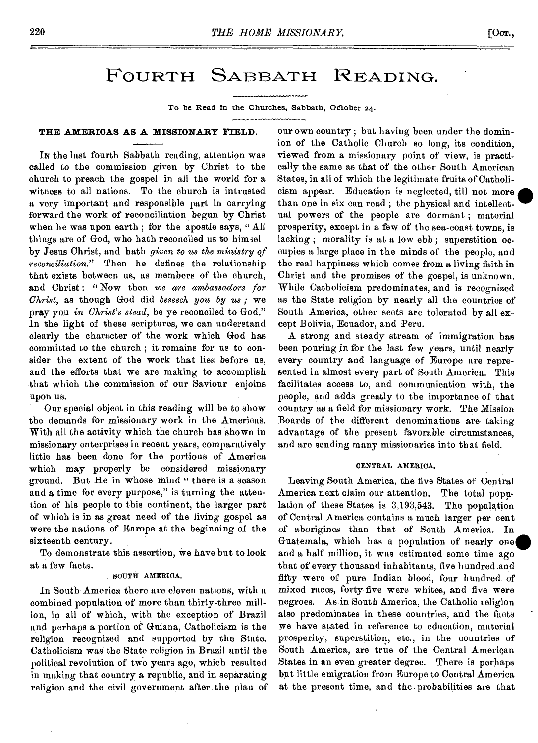# Fourth Sabbath Reading.

To be Read in the Churches, Sabbath, October 24.

### THE AMERICAS AS A MISSIONARY FIELD.

In the last fourth Sabbath reading, attention was called to the commission given by Christ to the church to preach the gospel in all the world for a witness to all nations. To the church is intrusted a very important and responsible part in carrying forward the work of reconciliation begun by Christ when he was upon earth; for the apostle says, "All things are of God, who hath reconciled us to himsel by Jesus Christ, and hath *given to us the ministry of reconciliation*." Then he defines the relationship that exists between us, as members of the church, and Christ: "Now then *we are ambassadors for Christ*, as though God did *beseech you by us*; we pray you *in Christ's stead*, be ye reconciled to God." In the light of these scriptures, we can understand clearly the character of the work which God has committed to the church; it remains for us to consider the extent of the work that lies before us, and the efforts that we are making to accomplish that which the commission of our Saviour enjoins upon us.

Our special object in this reading will be to show the demands for missionary work in the Americas. With all the activity which the church has shown in missionary enterprises in recent years, comparatively little has been done for the portions of America which may properly be considered missionary ground. But He in whose mind "there is a season and a time for every purpose," is turning the attention of his people to this continent, the larger part of which is in as great need of the living gospel as were the nations of Europe at the beginning of the sixteenth century.

To demonstrate this assertion, we have but to look at a few facts.

#### SOUTH AMERICA.

In South America there are eleven nations, with a combined population of more than thirty-three million, in all of which, with the exception of Brazil and perhaps a portion of Guiana, Catholicism is the religion recognized and supported by the State. Catholicism was the State religion in Brazil until the political revolution of two years ago, which resulted in making that country a republic, and in separating religion and the civil government after the plan of our own country; but having been under the dominion of the Catholic Church so long, its condition, viewed from a missionary point of view, is practically the same as that of the other South American States, in all of which the legitimate fruits of Catholicism appear. Education is neglected, till not more than one in six can read; the physical and intellectual powers of the people are dormant; material prosperity, except in a few of the sea-coast towns, is lacking; morality is at a low ebb; superstition occupies a large place in the minds of the people, and the real happiness which comes from a living faith in Christ and the promises of the gospel, is unknown. While Catholicism predominates, and is recognized as the State religion by nearly all the countries of South America, other sects are tolerated by all except Bolivia, Ecuador, and Peru.

A strong and steady stream of immigration has been pouring in for the last few years, until nearly every country and language of Europe are represented in almost every part of South America. This facilitates access to, and communication with, the people, and adds greatly to the importance of that country as a field for missionary work. The Mission Boards of the different denominations are taking advantage of the present favorable circumstances, and are sending many missionaries into that field.

#### CENTRAL AMERICA.

Leaving South America, the five States of Central America next claim our attention. The total population of these States is 3,193,543. The population of Central America contains a much larger per cent of aborigines than that of South America. In Guatemala, which has a population of nearly one and a half million, it was estimated some time ago that of every thousand inhabitants, five hundred and fifty were of pure Indian blood, four hundred of mixed races, forty-five were whites, and five were negroes. As in South America, the Catholic religion also predominates in these countries, and the facts we have stated in reference to education, material prosperity, superstition, etc., in the countries of South America, are true of the Central American States in an even greater degree. There is perhaps but little emigration from Europe to Central America at the present time, and the probabilities are that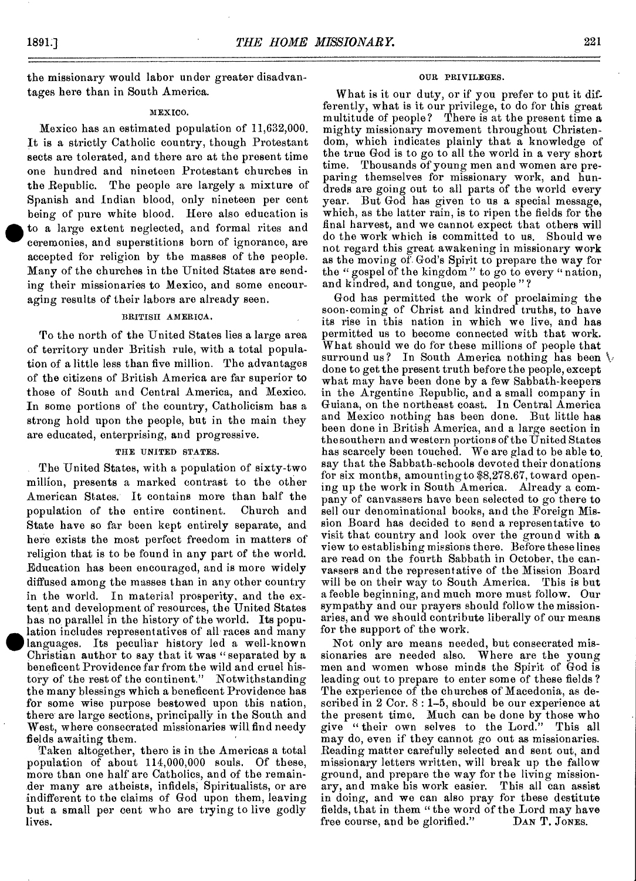the missionary would labor under greater disadvantages here than in South America.

### MEXICO.

Mexico has an estimated population of 11,632,000. It is a strictly Catholic country, though Protestant sects are tolerated, and there are at the present time one hundred and nineteen Protestant churches in the Republic. The people are largely a mixture of Spanish and Indian blood, only nineteen per cent being of pure white blood. Here also education is to a large extent neglected, and formal rites and ceremonies, and superstitions born of ignorance, are accepted for religion by the masses of the people. Many of the churches in the United States are sending their missionaries to Mexico, and some encouraging results of their labors are already seen.

### BRITISH AMERICA.

To the north of the United States lies a large area of territory under British rule, with a total population of a little less than five million. The advantages of the citizens of British America are far superior to those of South and Central America, and Mexico. In some portions of the country, Catholicism has a strong hold upon the people, but in the main they are educated, enterprising, and progressive.

### THE UNITED STATES.

The United States, with a population of sixty-two million, presents a marked contrast to the other American States. It contains more than half the population of the entire continent. Church and State have so far been kept entirely separate, and here exists the most perfect freedom in matters of religion that is to be found in any part of the world. Education has been encouraged, and is more widely diffused among the masses than in any other country in the world. In material prosperity, and the extent and development of resources, the United States has no parallel in the history of the world. Its population includes representatives of all races and many languages. Its peculiar history led a well-known Christian author to say that it was "separated by a beneficent Providence far from the wild and cruel history of the rest of the continent." Notwithstanding the many blessings which a beneficent Providence has for some wise purpose bestowed upon this nation, there are large sections, principally in the South and West, where consecrated missionaries will find needy fields awaiting them.

Taken altogether, there is in the Americas a total population of about 114,000,000 souls. Of these, more than one half are Catholics, and of the remainder many are atheists, infidels, Spiritualists, or are indifferent to the claims of God upon them, leaving but a small per cent who are trying to live godly lives.

### OUR PRIVILEGES.

What is it our duty, or if you prefer to put it differently, what is it our privilege, to do for this great multitude of people? There is at the present time a mighty missionary movement throughout Christendom, which indicates plainly that a knowledge of the true God is to go to all the world in a very short time. Thousands of young men and women are preparing themselves for missionary work, and hundreds are going out to all parts of the world every year. But God has given to us a special message, which, as the latter rain, is to ripen the fields for the final harvest, and we cannot expect that others will do the work which is committed to us. Should we not regard this great awakening in missionary work as the moving of God's Spirit to prepare the way for the "gospel of the kingdom" to go to every "nation, and kindred, and tongue, and people"?

God has permitted the work of proclaiming the soon-coming of Christ and kindred truths, to have its rise in this nation in which we live, and has permitted us to become connected with that work. What should we do for these millions of people that surround us? In South America nothing has been done to get the present truth before the people, except what may have been done by a few Sabbath-keepers in the Argentine Republic, and a small company in Guiana, on the northeast coast. In Central America and Mexico nothing has been done. But little has been done in British America, and a large section in the southern and western portions of the United States has scarcely been touched. We are glad to be able to say that the Sabbath-schools devoted their donations for six months, amounting to $8,278.67, toward opening up the work in South America. Already a company of canvassers have been selected to go there to sell our denominational books, and the Foreign Mission Board has decided to send a representative to visit that country and look over the ground with a view to establishing missions there. Before these lines are read on the fourth Sabbath in October, the canvassers and the representative of the Mission Board will be on their way to South America. This is but a feeble beginning, and much more must follow. Our sympathy and our prayers should follow the missionaries, and we should contribute liberally of our means for the support of the work.

Not only are means needed, but consecrated missionaries are needed also. Where are the young men and women whose minds the Spirit of God is leading out to prepare to enter some of these fields? The experience of the churches of Macedonia, as described in 2 Cor. 8 : 1–5, should be our experience at the present time. Much can be done by those who give "their own selves to the Lord." This all may do, even if they cannot go out as missionaries. Reading matter carefully selected and sent out, and missionary letters written, will break up the fallow ground, and prepare the way for the living missionary, and make his work easier. This all can assist in doing, and we can also pray for these destitute fields, that in them "the word of the Lord may have free course, and be glorified."

DAN T. JONES.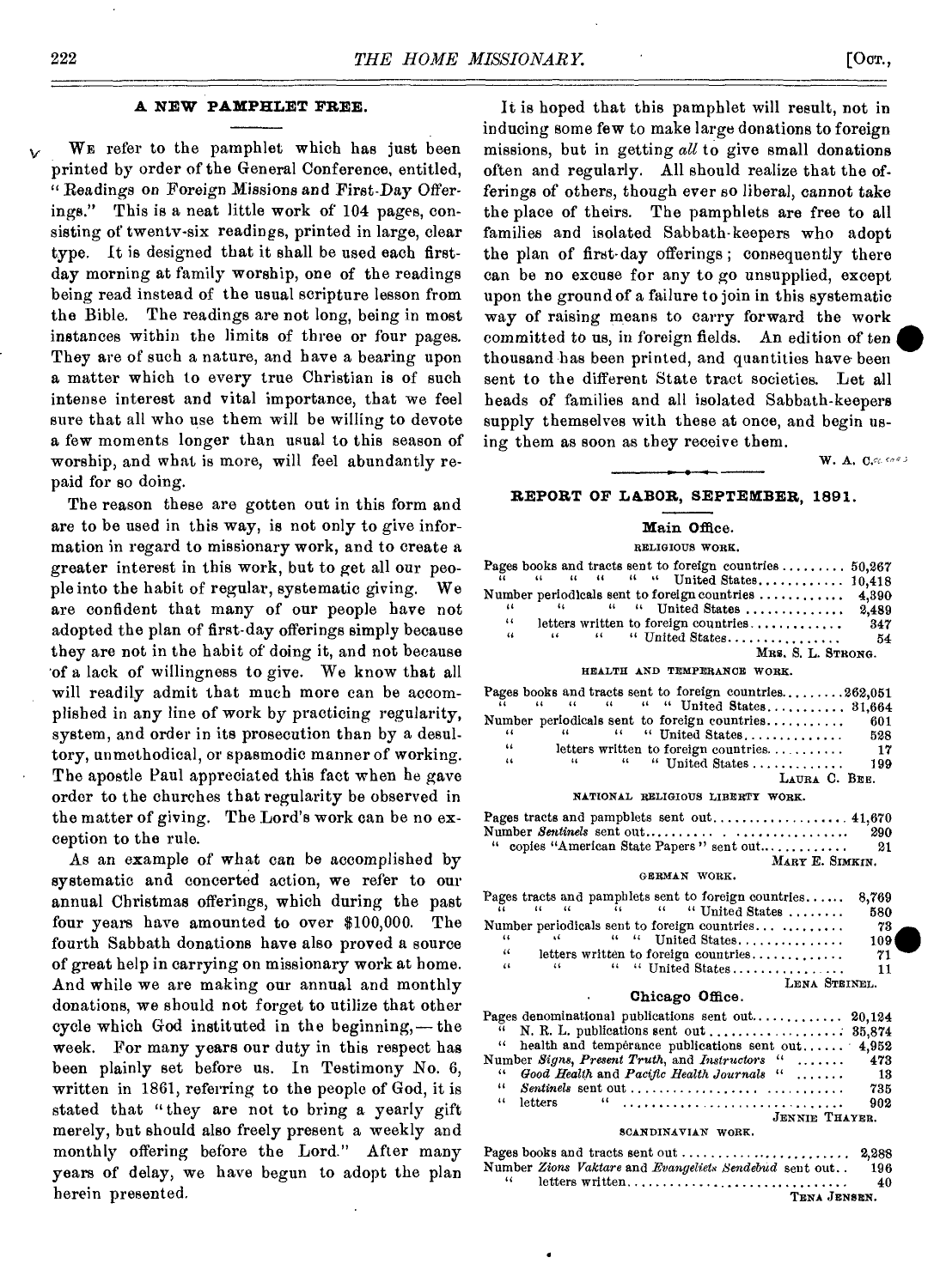## A NEW PAMPHLET FREE.

We refer to the pamphlet which has just been printed by order of the General Conference, entitled, "Readings on Foreign Missions and First-Day Offerings." This is a neat little work of 104 pages, consisting of twenty-six readings, printed in large, clear type. It is designed that it shall be used each first-day morning at family worship, one of the readings being read instead of the usual scripture lesson from the Bible. The readings are not long, being in most instances within the limits of three or four pages. They are of such a nature, and have a bearing upon a matter which to every true Christian is of such intense interest and vital importance, that we feel sure that all who use them will be willing to devote a few moments longer than usual to this season of worship, and what is more, will feel abundantly repaid for so doing.

The reason these are gotten out in this form and are to be used in this way, is not only to give information in regard to missionary work, and to create a greater interest in this work, but to get all our people into the habit of regular, systematic giving. We are confident that many of our people have not adopted the plan of first-day offerings simply because they are not in the habit of doing it, and not because of a lack of willingness to give. We know that all will readily admit that much more can be accomplished in any line of work by practicing regularity, system, and order in its prosecution than by a desultory, unmethodical, or spasmodic manner of working. The apostle Paul appreciated this fact when he gave order to the churches that regularity be observed in the matter of giving. The Lord's work can be no exception to the rule.

As an example of what can be accomplished by systematic and concerted action, we refer to our annual Christmas offerings, which during the past four years have amounted to over $100,000. The fourth Sabbath donations have also proved a source of great help in carrying on missionary work at home. And while we are making our annual and monthly donations, we should not forget to utilize that other cycle which God instituted in the beginning,— the week. For many years our duty in this respect has been plainly set before us. In Testimony No. 6, written in 1861, referring to the people of God, it is stated that "they are not to bring a yearly gift merely, but should also freely present a weekly and monthly offering before the Lord." After many years of delay, we have begun to adopt the plan herein presented.

It is hoped that this pamphlet will result, not in inducing some few to make large donations to foreign missions, but in getting *all* to give small donations often and regularly. All should realize that the offerings of others, though ever so liberal, cannot take the place of theirs. The pamphlets are free to all families and isolated Sabbath-keepers who adopt the plan of first-day offerings; consequently there can be no excuse for any to go unsupplied, except upon the ground of a failure to join in this systematic way of raising means to carry forward the work committed to us, in foreign fields. An edition of ten thousand has been printed, and quantities have been sent to the different State tract societies. Let all heads of families and all isolated Sabbath-keepers supply themselves with these at once, and begin using them as soon as they receive them.

W. A. C.

## REPORT OF LABOR, SEPTEMBER, 1891.

### Main Office.

RELIGIOUS WORK.

| | |
|---|---|
| Pages books and tracts sent to foreign countries | 50,267 |
| " " " " " " United States | 10,418 |
| Number periodicals sent to foreign countries | 4,390 |
| " " " " United States | 2,489 |
| " letters written to foreign countries | 347 |
| " " " " United States | 54 |

MRS. S. L. STRONG.

HEALTH AND TEMPERANCE WORK.

| | |
|---|---|
| Pages books and tracts sent to foreign countries | 262,051 |
| " " " " " " United States | 31,664 |
| Number periodicals sent to foreign countries | 601 |
| " " " " United States | 528 |
| " letters written to foreign countries | 17 |
| " " " " United States | 199 |

LAURA C. BEE.

NATIONAL RELIGIOUS LIBERTY WORK.

| | |
|---|---|
| Pages tracts and pamphlets sent out | 41,670 |
| Number *Sentinels* sent out | 290 |
| " copies "American State Papers" sent out | 21 |

MARY E. SIMKIN.

GERMAN WORK.

| | |
|---|---|
| Pages tracts and pamphlets sent to foreign countries | 8,769 |
| " " " " " " United States | 580 |
| Number periodicals sent to foreign countries | 73 |
| " " " " United States | 109 |
| " letters written to foreign countries | 71 |
| " " " " United States | 11 |

LENA STEINEL.

### Chicago Office.

| | |
|---|---|
| Pages denominational publications sent out | 20,124 |
| " N. R. L. publications sent out | 35,874 |
| " health and temperance publications sent out | 4,952 |
| Number *Signs, Present Truth,* and *Instructors* " | 473 |
| " *Good Health* and *Pacific Health Journals* " | 13 |
| " *Sentinels* sent out | 735 |
| " letters " | 902 |

JENNIE THAYER.

SCANDINAVIAN WORK.

| | |
|---|---|
| Pages books and tracts sent out | 2,288 |
| Number *Zions Vaktare* and *Evangeliets Sendebud* sent out | 196 |
| " letters written | 40 |

TENA JENSEN.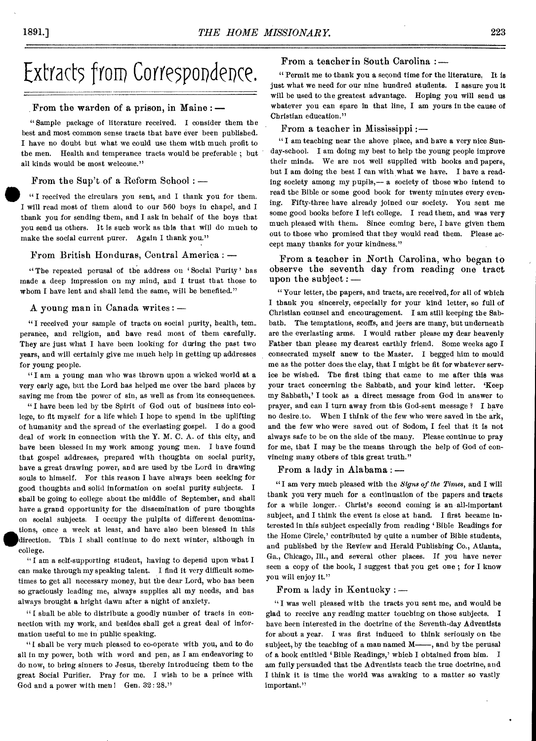# Extracts from Correspondence.

From the warden of a prison, in Maine : —

"Sample package of literature received. I consider them the best and most common sense tracts that have ever been published. I have no doubt but what we could use them with much profit to the men. Health and temperance tracts would be preferable ; but all kinds would be most welcome."

From the Sup't of a Reform School : —

"I received the circulars you sent, and I thank you for them. I will read most of them aloud to our 560 boys in chapel, and I thank you for sending them, and I ask in behalf of the boys that you send us others. It is such work as this that will do much to make the social current purer. Again I thank you."

From British Honduras, Central America : —

"The repeated perusal of the address on 'Social Purity' has made a deep impression on my mind, and I trust that those to whom I have lent and shall lend the same, will be benefited."

A young man in Canada writes : —

"I received your sample of tracts on social purity, health, temperance, and religion, and have read most of them carefully. They are just what I have been looking for during the past two years, and will certainly give me much help in getting up addresses for young people.

"I am a young man who was thrown upon a wicked world at a very early age, but the Lord has helped me over the hard places by saving me from the power of sin, as well as from its consequences.

"I have been led by the Spirit of God out of business into college, to fit myself for a life which I hope to spend in the uplifting of humanity and the spread of the everlasting gospel. I do a good deal of work in connection with the Y. M. C. A. of this city, and have been blessed in my work among young men. I have found that gospel addresses, prepared with thoughts on social purity, have a great drawing power, and are used by the Lord in drawing souls to himself. For this reason I have always been seeking for good thoughts and solid information on social purity subjects. I shall be going to college about the middle of September, and shall have a grand opportunity for the dissemination of pure thoughts on social subjects. I occupy the pulpits of different denominations, once a week at least, and have also been blessed in this direction. This I shall continue to do next winter, although in college.

"I am a self-supporting student, having to depend upon what I can make through my speaking talent. I find it very difficult sometimes to get all necessary money, but the dear Lord, who has been so graciously leading me, always supplies all my needs, and has always brought a bright dawn after a night of anxiety.

"I shall be able to distribute a goodly number of tracts in connection with my work, and besides shall get a great deal of information useful to me in public speaking.

"I shall be very much pleased to co-operate with you, and to do all in my power, both with word and pen, as I am endeavoring to do now, to bring sinners to Jesus, thereby introducing them to the great Social Purifier. Pray for me. I wish to be a prince with God and a power with men! Gen. 32 : 28."

From a teacher in South Carolina : —

"Permit me to thank you a second time for the literature. It is just what we need for our nine hundred students. I assure you it will be used to the greatest advantage. Hoping you will send us whatever you can spare in that line, I am yours in the cause of Christian education."

From a teacher in Mississippi : —

"I am teaching near the above place, and have a very nice Sunday-school. I am doing my best to help the young people improve their minds. We are not well supplied with books and papers, but I am doing the best I can with what we have. I have a reading society among my pupils,— a society of those who intend to read the Bible or some good book for twenty minutes every evening. Fifty-three have already joined our society. You sent me some good books before I left college. I read them, and was very much pleased with them. Since coming here, I have given them out to those who promised that they would read them. Please accept many thanks for your kindness."

From a teacher in North Carolina, who began to observe the seventh day from reading one tract upon the subject : —

"Your letter, the papers, and tracts, are received, for all of which I thank you sincerely, especially for your kind letter, so full of Christian counsel and encouragement. I am still keeping the Sabbath. The temptations, scoffs, and jeers are many, but underneath are the everlasting arms. I would rather please my dear heavenly Father than please my dearest earthly friend. Some weeks ago I consecrated myself anew to the Master. I begged him to mould me as the potter does the clay, that I might be fit for whatever service he wished. The first thing that came to me after this was your tract concerning the Sabbath, and your kind letter. 'Keep my Sabbath,' I took as a direct message from God in answer to prayer, and can I turn away from this God-sent message ? I have no desire to. When I think of the few who were saved in the ark, and the few who were saved out of Sodom, I feel that it is not always safe to be on the side of the many. Please continue to pray for me, that I may be the means through the help of God of convincing many others of this great truth."

From a lady in Alabama : —

"I am very much pleased with the *Signs of the Times*, and I will thank you very much for a continuation of the papers and tracts for a while longer. Christ's second coming is an all-important subject, and I think the event is close at hand. I first became interested in this subject especially from reading 'Bible Readings for the Home Circle,' contributed by quite a number of Bible students, and published by the Review and Herald Publishing Co., Atlanta, Ga., Chicago, Ill., and several other places. If you have never seen a copy of the book, I suggest that you get one ; for I know you will enjoy it."

From a lady in Kentucky : —

"I was well pleased with the tracts you sent me, and would be glad to receive any reading matter touching on those subjects. I have been interested in the doctrine of the Seventh-day Adventists for about a year. I was first induced to think seriously on the subject, by the teaching of a man named M——, and by the perusal of a book entitled 'Bible Readings,' which I obtained from him. I am fully persuaded that the Adventists teach the true doctrine, and I think it is time the world was awaking to a matter so vastly important."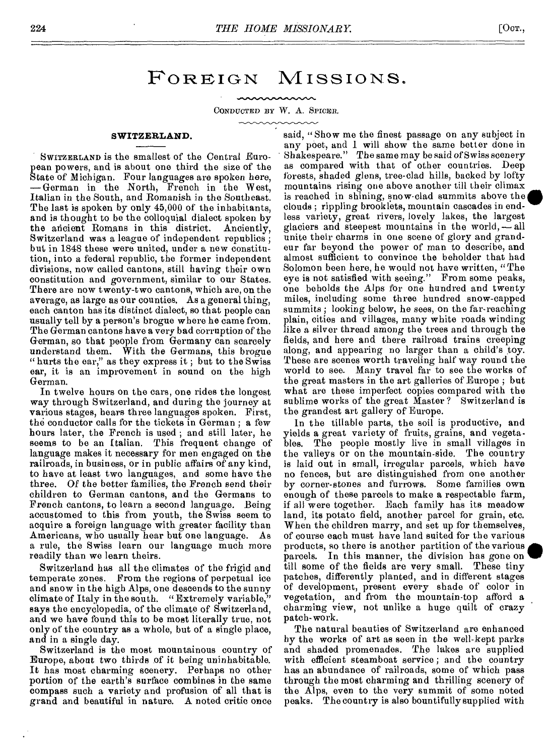# Foreign Missions.

Conducted by W. A. Spicer.

## SWITZERLAND.

Switzerland is the smallest of the Central European powers, and is about one third the size of the State of Michigan. Four languages are spoken here, — German in the North, French in the West, Italian in the South, and Romanish in the Southeast. The last is spoken by only 45,000 of the inhabitants, and is thought to be the colloquial dialect spoken by the ancient Romans in this district. Anciently, Switzerland was a league of independent republics; but in 1848 these were united, under a new constitution, into a federal republic, the former independent divisions, now called cantons, still having their own constitution and government, similar to our States. There are now twenty-two cantons, which are, on the average, as large as our counties. As a general thing, each canton has its distinct dialect, so that people can usually tell by a person's brogue where he came from. The German cantons have a very bad corruption of the German, so that people from Germany can scarcely understand them. With the Germans, this brogue "hurts the ear," as they express it; but to the Swiss ear, it is an improvement in sound on the high German.

In twelve hours on the cars, one rides the longest way through Switzerland, and during the journey at various stages, hears three languages spoken. First, the conductor calls for the tickets in German; a few hours later, the French is used; and still later, he seems to be an Italian. This frequent change of language makes it necessary for men engaged on the railroads, in business, or in public affairs of any kind, to have at least two languages, and some have the three. Of the better families, the French send their children to German cantons, and the Germans to French cantons, to learn a second language. Being accustomed to this from youth, the Swiss seem to acquire a foreign language with greater facility than Americans, who usually hear but one language. As a rule, the Swiss learn our language much more readily than we learn theirs.

Switzerland has all the climates of the frigid and temperate zones. From the regions of perpetual ice and snow in the high Alps, one descends to the sunny climate of Italy in the south. "Extremely variable," says the encyclopedia, of the climate of Switzerland, and we have found this to be most literally true, not only of the country as a whole, but of a single place, and in a single day.

Switzerland is the most mountainous country of Europe, about two thirds of it being uninhabitable. It has most charming scenery. Perhaps no other portion of the earth's surface combines in the same compass such a variety and profusion of all that is grand and beautiful in nature. A noted critic once said, "Show me the finest passage on any subject in any poet, and I will show the same better done in Shakespeare." The same may be said of Swiss scenery as compared with that of other countries. Deep forests, shaded glens, tree-clad hills, backed by lofty mountains rising one above another till their climax is reached in shining, snow-clad summits above the clouds; rippling brooklets, mountain cascades in endless variety, great rivers, lovely lakes, the largest glaciers and steepest mountains in the world, — all unite their charms in one scene of glory and grandeur far beyond the power of man to describe, and almost sufficient to convince the beholder that had Solomon been here, he would not have written, "The eye is not satisfied with seeing." From some peaks, one beholds the Alps for one hundred and twenty miles, including some three hundred snow-capped summits; looking below, he sees, on the far-reaching plain, cities and villages, many white roads winding like a silver thread among the trees and through the fields, and here and there railroad trains creeping along, and appearing no larger than a child's toy. These are scenes worth traveling half way round the world to see. Many travel far to see the works of the great masters in the art galleries of Europe; but what are these imperfect copies compared with the sublime works of the great Master? Switzerland is the grandest art gallery of Europe.

In the tillable parts, the soil is productive, and yields a great variety of fruits, grains, and vegetables. The people mostly live in small villages in the valleys or on the mountain-side. The country is laid out in small, irregular parcels, which have no fences, but are distinguished from one another by corner-stones and furrows. Some families own enough of these parcels to make a respectable farm, if all were together. Each family has its meadow land, its potato field, another parcel for grain, etc. When the children marry, and set up for themselves, of course each must have land suited for the various products, so there is another partition of the various parcels. In this manner, the division has gone on till some of the fields are very small. These tiny patches, differently planted, and in different stages of development, present every shade of color in vegetation, and from the mountain-top afford a charming view, not unlike a huge quilt of crazy patch-work.

The natural beauties of Switzerland are enhanced by the works of art as seen in the well-kept parks and shaded promenades. The lakes are supplied with efficient steamboat service; and the country has an abundance of railroads, some of which pass through the most charming and thrilling scenery of the Alps, even to the very summit of some noted peaks. The country is also bountifully supplied with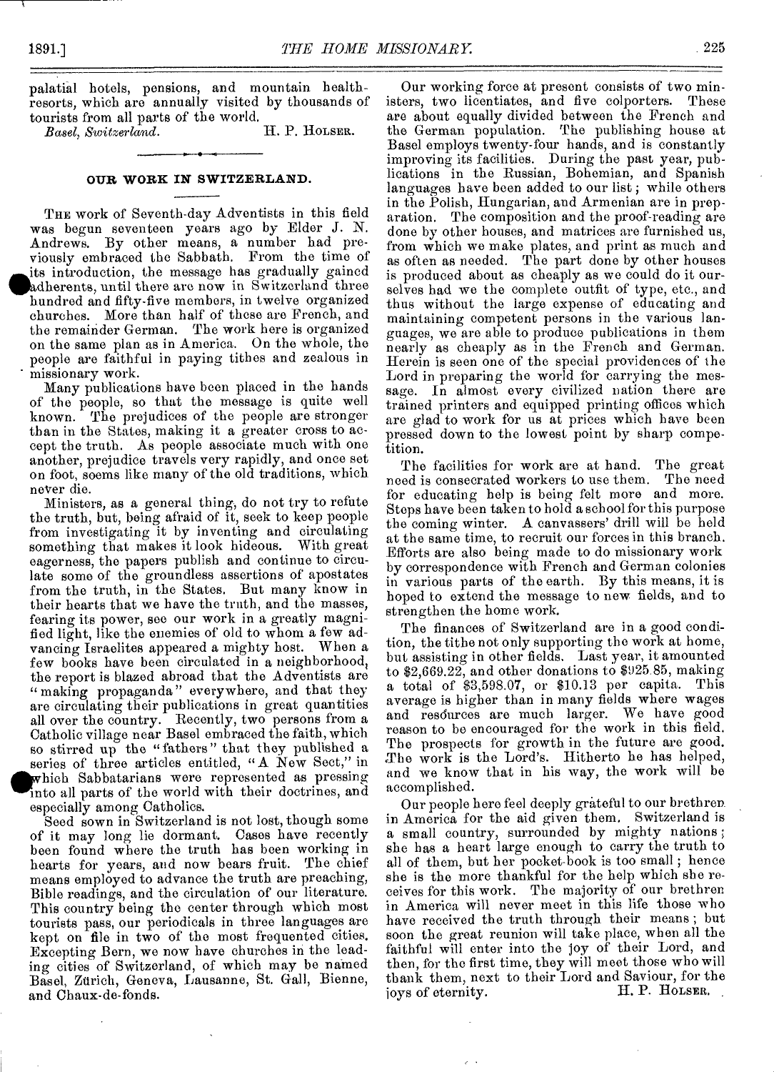palatial hotels, pensions, and mountain health-resorts, which are annually visited by thousands of tourists from all parts of the world.

*Basel, Switzerland.* H. P. HOLSER.

---

## OUR WORK IN SWITZERLAND.

THE work of Seventh-day Adventists in this field was begun seventeen years ago by Elder J. N. Andrews. By other means, a number had previously embraced the Sabbath. From the time of its introduction, the message has gradually gained adherents, until there are now in Switzerland three hundred and fifty-five members, in twelve organized churches. More than half of these are French, and the remainder German. The work here is organized on the same plan as in America. On the whole, the people are faithful in paying tithes and zealous in missionary work.

Many publications have been placed in the hands of the people, so that the message is quite well known. The prejudices of the people are stronger than in the States, making it a greater cross to accept the truth. As people associate much with one another, prejudice travels very rapidly, and once set on foot, seems like many of the old traditions, which never die.

Ministers, as a general thing, do not try to refute the truth, but, being afraid of it, seek to keep people from investigating it by inventing and circulating something that makes it look hideous. With great eagerness, the papers publish and continue to circulate some of the groundless assertions of apostates from the truth, in the States. But many know in their hearts that we have the truth, and the masses, fearing its power, see our work in a greatly magnified light, like the enemies of old to whom a few advancing Israelites appeared a mighty host. When a few books have been circulated in a neighborhood, the report is blazed abroad that the Adventists are "making propaganda" everywhere, and that they are circulating their publications in great quantities all over the country. Recently, two persons from a Catholic village near Basel embraced the faith, which so stirred up the "fathers" that they published a series of three articles entitled, "A New Sect," in which Sabbatarians were represented as pressing into all parts of the world with their doctrines, and especially among Catholics.

Seed sown in Switzerland is not lost, though some of it may long lie dormant. Cases have recently been found where the truth has been working in hearts for years, and now bears fruit. The chief means employed to advance the truth are preaching, Bible readings, and the circulation of our literature. This country being the center through which most tourists pass, our periodicals in three languages are kept on file in two of the most frequented cities. Excepting Bern, we now have churches in the leading cities of Switzerland, of which may be named Basel, Zürich, Geneva, Lausanne, St. Gall, Bienne, and Chaux-de-fonds.

Our working force at present consists of two ministers, two licentiates, and five colporters. These are about equally divided between the French and the German population. The publishing house at Basel employs twenty-four hands, and is constantly improving its facilities. During the past year, publications in the Russian, Bohemian, and Spanish languages have been added to our list; while others in the Polish, Hungarian, and Armenian are in preparation. The composition and the proof-reading are done by other houses, and matrices are furnished us, from which we make plates, and print as much and as often as needed. The part done by other houses is produced about as cheaply as we could do it ourselves had we the complete outfit of type, etc., and thus without the large expense of educating and maintaining competent persons in the various languages, we are able to produce publications in them nearly as cheaply as in the French and German. Herein is seen one of the special providences of the Lord in preparing the world for carrying the message. In almost every civilized nation there are trained printers and equipped printing offices which are glad to work for us at prices which have been pressed down to the lowest point by sharp competition.

The facilities for work are at hand. The great need is consecrated workers to use them. The need for educating help is being felt more and more. Steps have been taken to hold a school for this purpose the coming winter. A canvassers' drill will be held at the same time, to recruit our forces in this branch. Efforts are also being made to do missionary work by correspondence with French and German colonies in various parts of the earth. By this means, it is hoped to extend the message to new fields, and to strengthen the home work.

The finances of Switzerland are in a good condition, the tithe not only supporting the work at home, but assisting in other fields. Last year, it amounted to $2,669.22, and other donations to $925.85, making a total of $3,598.07, or $10.13 per capita. This average is higher than in many fields where wages and resources are much larger. We have good reason to be encouraged for the work in this field. The prospects for growth in the future are good. The work is the Lord's. Hitherto he has helped, and we know that in his way, the work will be accomplished.

Our people here feel deeply grateful to our brethren in America for the aid given them. Switzerland is a small country, surrounded by mighty nations; she has a heart large enough to carry the truth to all of them, but her pocket-book is too small; hence she is the more thankful for the help which she receives for this work. The majority of our brethren in America will never meet in this life those who have received the truth through their means; but soon the great reunion will take place, when all the faithful will enter into the joy of their Lord, and then, for the first time, they will meet those who will thank them, next to their Lord and Saviour, for the joys of eternity. H. P. HOLSER.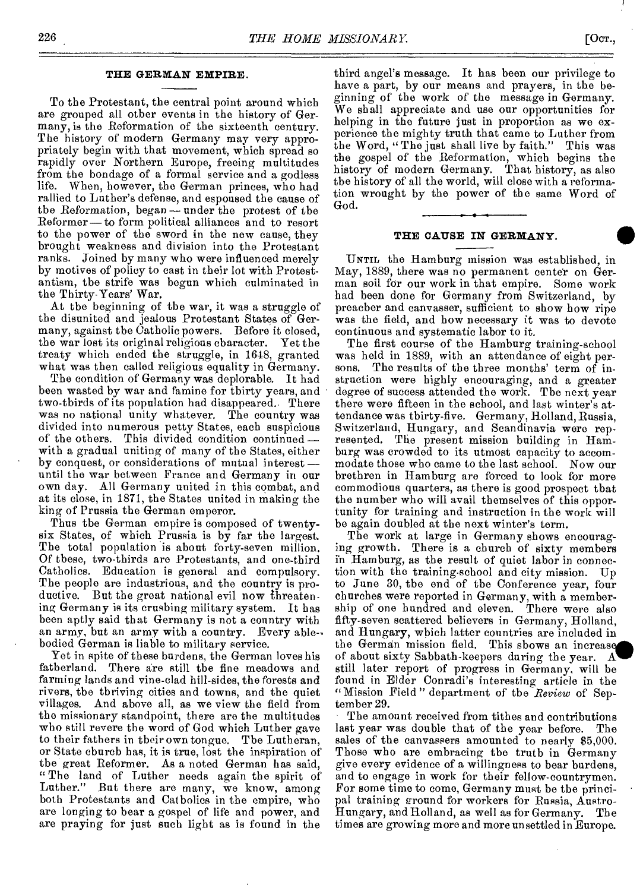## THE GERMAN EMPIRE.

To the Protestant, the central point around which are grouped all other events in the history of Germany, is the Reformation of the sixteenth century. The history of modern Germany may very appropriately begin with that movement, which spread so rapidly over Northern Europe, freeing multitudes from the bondage of a formal service and a godless life. When, however, the German princes, who had rallied to Luther's defense, and espoused the cause of the Reformation, began — under the protest of the Reformer — to form political alliances and to resort to the power of the sword in the new cause, they brought weakness and division into the Protestant ranks. Joined by many who were influenced merely by motives of policy to cast in their lot with Protestantism, the strife was begun which culminated in the Thirty-Years' War.

At the beginning of the war, it was a struggle of the disunited and jealous Protestant States of Germany, against the Catholic powers. Before it closed, the war lost its original religious character. Yet the treaty which ended the struggle, in 1648, granted what was then called religious equality in Germany.

The condition of Germany was deplorable. It had been wasted by war and famine for thirty years, and two-thirds of its population had disappeared. There was no national unity whatever. The country was divided into numerous petty States, each suspicious of the others. This divided condition continued — with a gradual uniting of many of the States, either by conquest, or considerations of mutual interest — until the war between France and Germany in our own day. All Germany united in this combat, and at its close, in 1871, the States united in making the king of Prussia the German emperor.

Thus the German empire is composed of twenty-six States, of which Prussia is by far the largest. The total population is about forty-seven million. Of these, two-thirds are Protestants, and one-third Catholics. Education is general and compulsory. The people are industrious, and the country is productive. But the great national evil now threatening Germany is its crushing military system. It has been aptly said that Germany is not a country with an army, but an army with a country. Every able-bodied German is liable to military service.

Yet in spite of these burdens, the German loves his fatherland. There are still the fine meadows and farming lands and vine-clad hill-sides, the forests and rivers, the thriving cities and towns, and the quiet villages. And above all, as we view the field from the missionary standpoint, there are the multitudes who still revere the word of God which Luther gave to their fathers in their own tongue. The Lutheran, or State church has, it is true, lost the inspiration of the great Reformer. As a noted German has said, "The land of Luther needs again the spirit of Luther." But there are many, we know, among both Protestants and Catholics in the empire, who are longing to bear a gospel of life and power, and are praying for just such light as is found in the third angel's message. It has been our privilege to have a part, by our means and prayers, in the beginning of the work of the message in Germany. We shall appreciate and use our opportunities for helping in the future just in proportion as we experience the mighty truth that came to Luther from the Word, "The just shall live by faith." This was the gospel of the Reformation, which begins the history of modern Germany. That history, as also the history of all the world, will close with a reformation wrought by the power of the same Word of God.

## THE CAUSE IN GERMANY.

UNTIL the Hamburg mission was established, in May, 1889, there was no permanent center on German soil for our work in that empire. Some work had been done for Germany from Switzerland, by preacher and canvasser, sufficient to show how ripe was the field, and how necessary it was to devote continuous and systematic labor to it.

The first course of the Hamburg training-school was held in 1889, with an attendance of eight persons. The results of the three months' term of instruction were highly encouraging, and a greater degree of success attended the work. The next year there were fifteen in the school, and last winter's attendance was thirty-five. Germany, Holland, Russia, Switzerland, Hungary, and Scandinavia were represented. The present mission building in Hamburg was crowded to its utmost capacity to accommodate those who came to the last school. Now our brethren in Hamburg are forced to look for more commodious quarters, as there is good prospect that the number who will avail themselves of this opportunity for training and instruction in the work will be again doubled at the next winter's term.

The work at large in Germany shows encouraging growth. There is a church of sixty members in Hamburg, as the result of quiet labor in connection with the training-school and city mission. Up to June 30, the end of the Conference year, four churches were reported in Germany, with a membership of one hundred and eleven. There were also fifty-seven scattered believers in Germany, Holland, and Hungary, which latter countries are included in the German mission field. This shows an increase of about sixty Sabbath-keepers during the year. A still later report of progress in Germany, will be found in Elder Conradi's interesting article in the "Mission Field" department of the *Review* of September 29.

The amount received from tithes and contributions last year was double that of the year before. The sales of the canvassers amounted to nearly $5,000. Those who are embracing the truth in Germany give every evidence of a willingness to bear burdens, and to engage in work for their fellow-countrymen. For some time to come, Germany must be the principal training ground for workers for Russia, Austro-Hungary, and Holland, as well as for Germany. The times are growing more and more unsettled in Europe.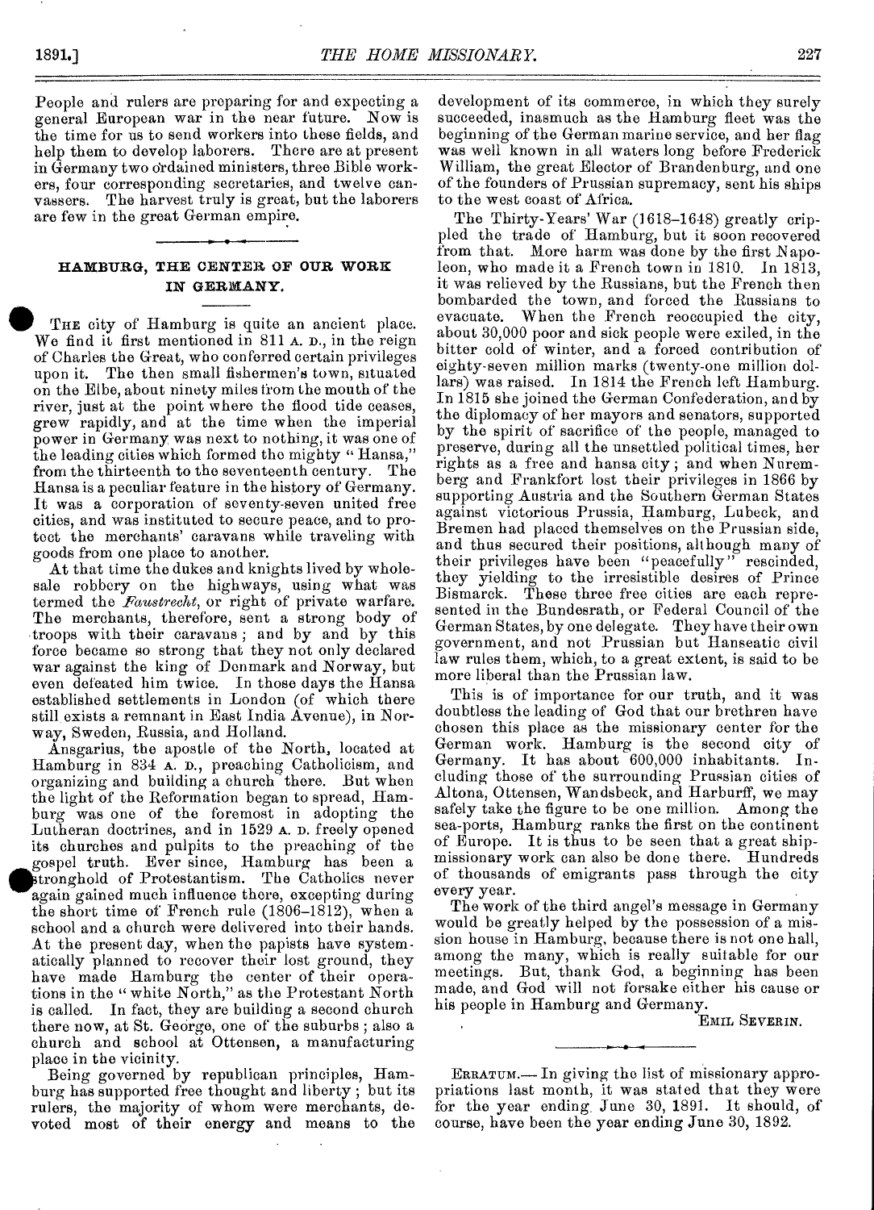People and rulers are preparing for and expecting a general European war in the near future. Now is the time for us to send workers into these fields, and help them to develop laborers. There are at present in Germany two ordained ministers, three Bible workers, four corresponding secretaries, and twelve canvassers. The harvest truly is great, but the laborers are few in the great German empire.

## HAMBURG, THE CENTER OF OUR WORK IN GERMANY.

THE city of Hamburg is quite an ancient place. We find it first mentioned in 811 A. D., in the reign of Charles the Great, who conferred certain privileges upon it. The then small fishermen's town, situated on the Elbe, about ninety miles from the mouth of the river, just at the point where the flood tide ceases, grew rapidly, and at the time when the imperial power in Germany was next to nothing, it was one of the leading cities which formed the mighty "Hansa," from the thirteenth to the seventeenth century. The Hansa is a peculiar feature in the history of Germany. It was a corporation of seventy-seven united free cities, and was instituted to secure peace, and to protect the merchants' caravans while traveling with goods from one place to another.

At that time the dukes and knights lived by wholesale robbery on the highways, using what was termed the *Faustrecht*, or right of private warfare. The merchants, therefore, sent a strong body of troops with their caravans; and by and by this force became so strong that they not only declared war against the king of Denmark and Norway, but even defeated him twice. In those days the Hansa established settlements in London (of which there still exists a remnant in East India Avenue), in Norway, Sweden, Russia, and Holland.

Ansgarius, the apostle of the North, located at Hamburg in 834 A. D., preaching Catholicism, and organizing and building a church there. But when the light of the Reformation began to spread, Hamburg was one of the foremost in adopting the Lutheran doctrines, and in 1529 A. D. freely opened its churches and pulpits to the preaching of the gospel truth. Ever since, Hamburg has been a stronghold of Protestantism. The Catholics never again gained much influence there, excepting during the short time of French rule (1806–1812), when a school and a church were delivered into their hands. At the present day, when the papists have systematically planned to recover their lost ground, they have made Hamburg the center of their operations in the "white North," as the Protestant North is called. In fact, they are building a second church there now, at St. George, one of the suburbs; also a church and school at Ottensen, a manufacturing place in the vicinity.

Being governed by republican principles, Hamburg has supported free thought and liberty; but its rulers, the majority of whom were merchants, devoted most of their energy and means to the development of its commerce, in which they surely succeeded, inasmuch as the Hamburg fleet was the beginning of the German marine service, and her flag was well known in all waters long before Frederick William, the great Elector of Brandenburg, and one of the founders of Prussian supremacy, sent his ships to the west coast of Africa.

The Thirty-Years' War (1618–1648) greatly crippled the trade of Hamburg, but it soon recovered from that. More harm was done by the first Napoleon, who made it a French town in 1810. In 1813, it was relieved by the Russians, but the French then bombarded the town, and forced the Russians to evacuate. When the French reoccupied the city, about 30,000 poor and sick people were exiled, in the bitter cold of winter, and a forced contribution of eighty-seven million marks (twenty-one million dollars) was raised. In 1814 the French left Hamburg. In 1815 she joined the German Confederation, and by the diplomacy of her mayors and senators, supported by the spirit of sacrifice of the people, managed to preserve, during all the unsettled political times, her rights as a free and hansa city; and when Nuremberg and Frankfort lost their privileges in 1866 by supporting Austria and the Southern German States against victorious Prussia, Hamburg, Lubeck, and Bremen had placed themselves on the Prussian side, and thus secured their positions, although many of their privileges have been "peacefully" rescinded, they yielding to the irresistible desires of Prince Bismarck. These three free cities are each represented in the Bundesrath, or Federal Council of the German States, by one delegate. They have their own government, and not Prussian but Hanseatic civil law rules them, which, to a great extent, is said to be more liberal than the Prussian law.

This is of importance for our truth, and it was doubtless the leading of God that our brethren have chosen this place as the missionary center for the German work. Hamburg is the second city of Germany. It has about 600,000 inhabitants. Including those of the surrounding Prussian cities of Altona, Ottensen, Wandsbeck, and Harburff, we may safely take the figure to be one million. Among the sea-ports, Hamburg ranks the first on the continent of Europe. It is thus to be seen that a great ship-missionary work can also be done there. Hundreds of thousands of emigrants pass through the city every year.

The work of the third angel's message in Germany would be greatly helped by the possession of a mission house in Hamburg, because there is not one hall, among the many, which is really suitable for our meetings. But, thank God, a beginning has been made, and God will not forsake either his cause or his people in Hamburg and Germany.

EMIL SEVERIN.

ERRATUM.— In giving the list of missionary appropriations last month, it was stated that they were for the year ending June 30, 1891. It should, of course, have been the year ending June 30, 1892.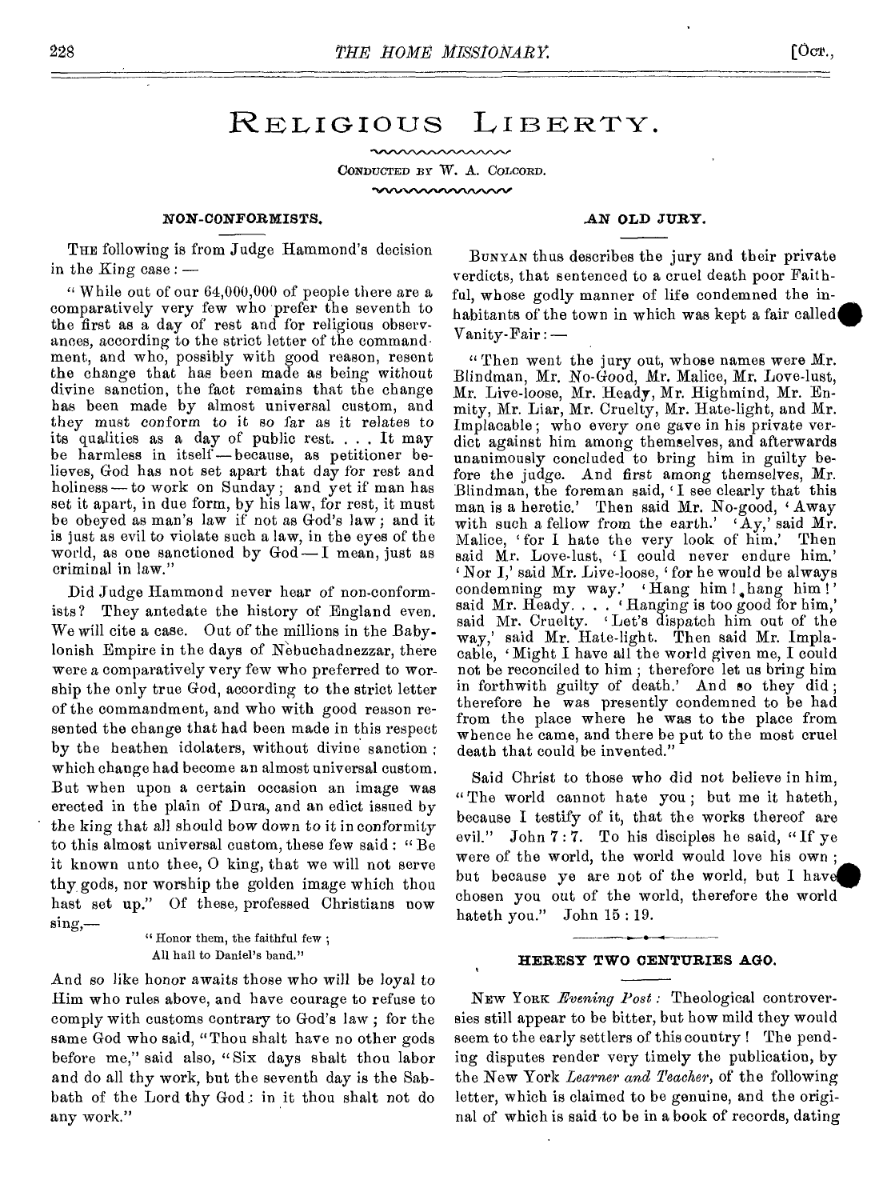# RELIGIOUS LIBERTY.

CONDUCTED BY W. A. COLCORD.

### NON-CONFORMISTS.

THE following is from Judge Hammond's decision in the King case : —

" While out of our 64,000,000 of people there are a comparatively very few who prefer the seventh to the first as a day of rest and for religious observances, according to the strict letter of the commandment, and who, possibly with good reason, resent the change that has been made as being without divine sanction, the fact remains that the change has been made by almost universal custom, and they must conform to it so far as it relates to its qualities as a day of public rest. . . . It may be harmless in itself — because, as petitioner believes, God has not set apart that day for rest and holiness — to work on Sunday ; and yet if man has set it apart, in due form, by his law, for rest, it must be obeyed as man's law if not as God's law ; and it is just as evil to violate such a law, in the eyes of the world, as one sanctioned by God — I mean, just as criminal in law."

Did Judge Hammond never hear of non-conformists? They antedate the history of England even. We will cite a case. Out of the millions in the Babylonish Empire in the days of Nebuchadnezzar, there were a comparatively very few who preferred to worship the only true God, according to the strict letter of the commandment, and who with good reason resented the change that had been made in this respect by the heathen idolaters, without divine sanction ; which change had become an almost universal custom. But when upon a certain occasion an image was erected in the plain of Dura, and an edict issued by the king that all should bow down to it in conformity to this almost universal custom, these few said : " Be it known unto thee, O king, that we will not serve thy gods, nor worship the golden image which thou hast set up." Of these, professed Christians now sing,—

> " Honor them, the faithful few ;
> All hail to Daniel's band."

And so like honor awaits those who will be loyal to Him who rules above, and have courage to refuse to comply with customs contrary to God's law ; for the same God who said, "Thou shalt have no other gods before me," said also, "Six days shalt thou labor and do all thy work, but the seventh day is the Sabbath of the Lord thy God : in it thou shalt not do any work."

### AN OLD JURY.

BUNYAN thus describes the jury and their private verdicts, that sentenced to a cruel death poor Faithful, whose godly manner of life condemned the inhabitants of the town in which was kept a fair called Vanity-Fair : —

" Then went the jury out, whose names were Mr. Blindman, Mr. No-Good, Mr. Malice, Mr. Love-lust, Mr. Live-loose, Mr. Heady, Mr. Highmind, Mr. Enmity, Mr. Liar, Mr. Cruelty, Mr. Hate-light, and Mr. Implacable ; who every one gave in his private verdict against him among themselves, and afterwards unanimously concluded to bring him in guilty before the judge. And first among themselves, Mr. Blindman, the foreman said, ' I see clearly that this man is a heretic.' Then said Mr. No-good, ' Away with such a fellow from the earth.' ' Ay,' said Mr. Malice, ' for I hate the very look of him.' Then said Mr. Love-lust, ' I could never endure him.' ' Nor I,' said Mr. Live-loose, ' for he would be always condemning my way.' ' Hang him ! hang him ! ' said Mr. Heady. . . . ' Hanging is too good for him,' said Mr. Cruelty. ' Let's dispatch him out of the way,' said Mr. Hate-light. Then said Mr. Implacable, ' Might I have all the world given me, I could not be reconciled to him ; therefore let us bring him in forthwith guilty of death.' And so they did ; therefore he was presently condemned to be had from the place where he was to the place from whence he came, and there be put to the most cruel death that could be invented."

Said Christ to those who did not believe in him, " The world cannot hate you ; but me it hateth, because I testify of it, that the works thereof are evil." John 7 : 7. To his disciples he said, " If ye were of the world, the world would love his own ; but because ye are not of the world, but I have chosen you out of the world, therefore the world hateth you." John 15 : 19.

### HERESY TWO CENTURIES AGO.

NEW YORK *Evening Post :* Theological controversies still appear to be bitter, but how mild they would seem to the early settlers of this country ! The pending disputes render very timely the publication, by the New York *Learner and Teacher*, of the following letter, which is claimed to be genuine, and the original of which is said to be in a book of records, dating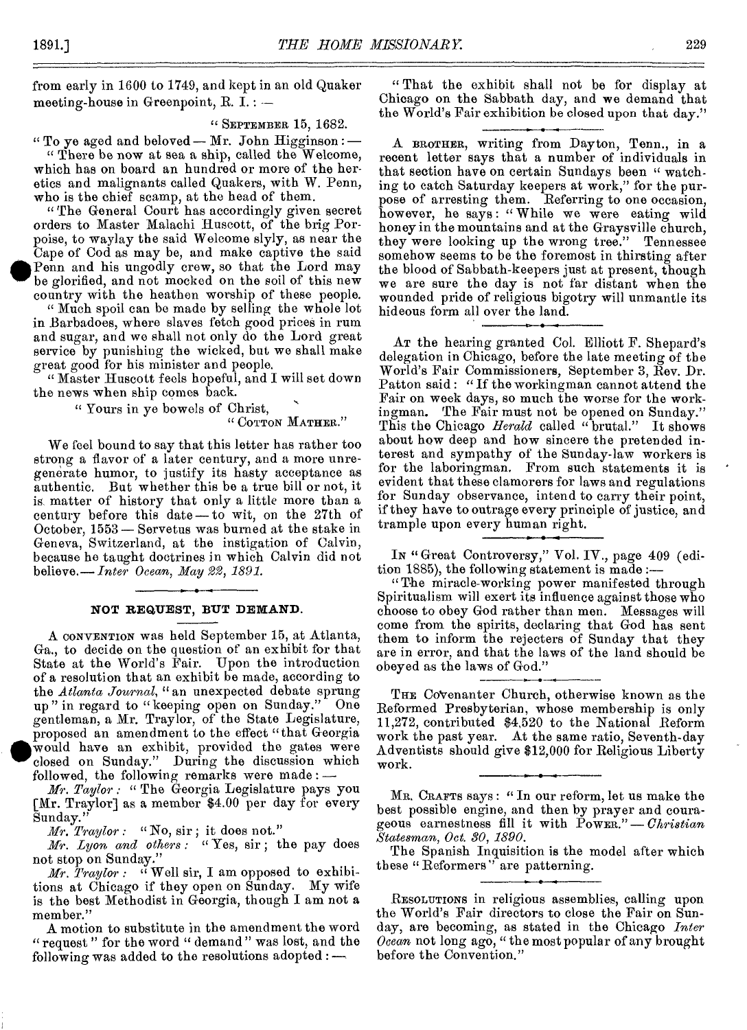from early in 1600 to 1749, and kept in an old Quaker meeting-house in Greenpoint, R. I.: —

"SEPTEMBER 15, 1682.

"To ye aged and beloved — Mr. John Higginson: —

"There be now at sea a ship, called the Welcome, which has on board an hundred or more of the heretics and malignants called Quakers, with W. Penn, who is the chief scamp, at the head of them.

"The General Court has accordingly given secret orders to Master Malachi Huscott, of the brig Porpoise, to waylay the said Welcome slyly, as near the Cape of Cod as may be, and make captive the said Penn and his ungodly crew, so that the Lord may be glorified, and not mocked on the soil of this new country with the heathen worship of these people.

"Much spoil can be made by selling the whole lot in Barbadoes, where slaves fetch good prices in rum and sugar, and we shall not only do the Lord great service by punishing the wicked, but we shall make great good for his minister and people.

"Master Huscott feels hopeful, and I will set down the news when ship comes back.

"Yours in ye bowels of Christ,

"COTTON MATHER."

We feel bound to say that this letter has rather too strong a flavor of a later century, and a more unregenerate humor, to justify its hasty acceptance as authentic. But whether this be a true bill or not, it is matter of history that only a little more than a century before this date — to wit, on the 27th of October, 1553 — Servetus was burned at the stake in Geneva, Switzerland, at the instigation of Calvin, because he taught doctrines in which Calvin did not believe.— *Inter Ocean, May 22, 1891.*

## NOT REQUEST, BUT DEMAND.

A CONVENTION was held September 15, at Atlanta, Ga., to decide on the question of an exhibit for that State at the World's Fair. Upon the introduction of a resolution that an exhibit be made, according to the *Atlanta Journal*, "an unexpected debate sprung up" in regard to "keeping open on Sunday." One gentleman, a Mr. Traylor, of the State Legislature, proposed an amendment to the effect "that Georgia would have an exhibit, provided the gates were closed on Sunday." During the discussion which followed, the following remarks were made: —

*Mr. Taylor:* "The Georgia Legislature pays you [Mr. Traylor] as a member $4.00 per day for every Sunday."

*Mr. Traylor:* "No, sir; it does not."

*Mr. Lyon and others:* "Yes, sir; the pay does not stop on Sunday."

*Mr. Traylor:* "Well sir, I am opposed to exhibitions at Chicago if they open on Sunday. My wife is the best Methodist in Georgia, though I am not a member."

A motion to substitute in the amendment the word "request" for the word "demand" was lost, and the following was added to the resolutions adopted: —

"That the exhibit shall not be for display at Chicago on the Sabbath day, and we demand that the World's Fair exhibition be closed upon that day."

---

A BROTHER, writing from Dayton, Tenn., in a recent letter says that a number of individuals in that section have on certain Sundays been "watching to catch Saturday keepers at work," for the purpose of arresting them. Referring to one occasion, however, he says: "While we were eating wild honey in the mountains and at the Graysville church, they were looking up the wrong tree." Tennessee somehow seems to be the foremost in thirsting after the blood of Sabbath-keepers just at present, though we are sure the day is not far distant when the wounded pride of religious bigotry will unmantle its hideous form all over the land.

---

AT the hearing granted Col. Elliott F. Shepard's delegation in Chicago, before the late meeting of the World's Fair Commissioners, September 3, Rev. Dr. Patton said: "If the workingman cannot attend the Fair on week days, so much the worse for the workingman. The Fair must not be opened on Sunday." This the Chicago *Herald* called "brutal." It shows about how deep and how sincere the pretended interest and sympathy of the Sunday-law workers is for the laboringman. From such statements it is evident that these clamorers for laws and regulations for Sunday observance, intend to carry their point, if they have to outrage every principle of justice, and trample upon every human right.

---

IN "Great Controversy," Vol. IV., page 409 (edition 1885), the following statement is made:—

"The miracle-working power manifested through Spiritualism will exert its influence against those who choose to obey God rather than men. Messages will come from the spirits, declaring that God has sent them to inform the rejecters of Sunday that they are in error, and that the laws of the land should be obeyed as the laws of God."

---

THE Covenanter Church, otherwise known as the Reformed Presbyterian, whose membership is only 11,272, contributed $4,520 to the National Reform work the past year. At the same ratio, Seventh-day Adventists should give $12,000 for Religious Liberty work.

---

MR. CRAFTS says: "In our reform, let us make the best possible engine, and then by prayer and courageous earnestness fill it with POWER."— *Christian Statesman, Oct. 30, 1890.*

The Spanish Inquisition is the model after which these "Reformers" are patterning.

---

RESOLUTIONS in religious assemblies, calling upon the World's Fair directors to close the Fair on Sunday, are becoming, as stated in the Chicago *Inter Ocean* not long ago, "the most popular of any brought before the Convention."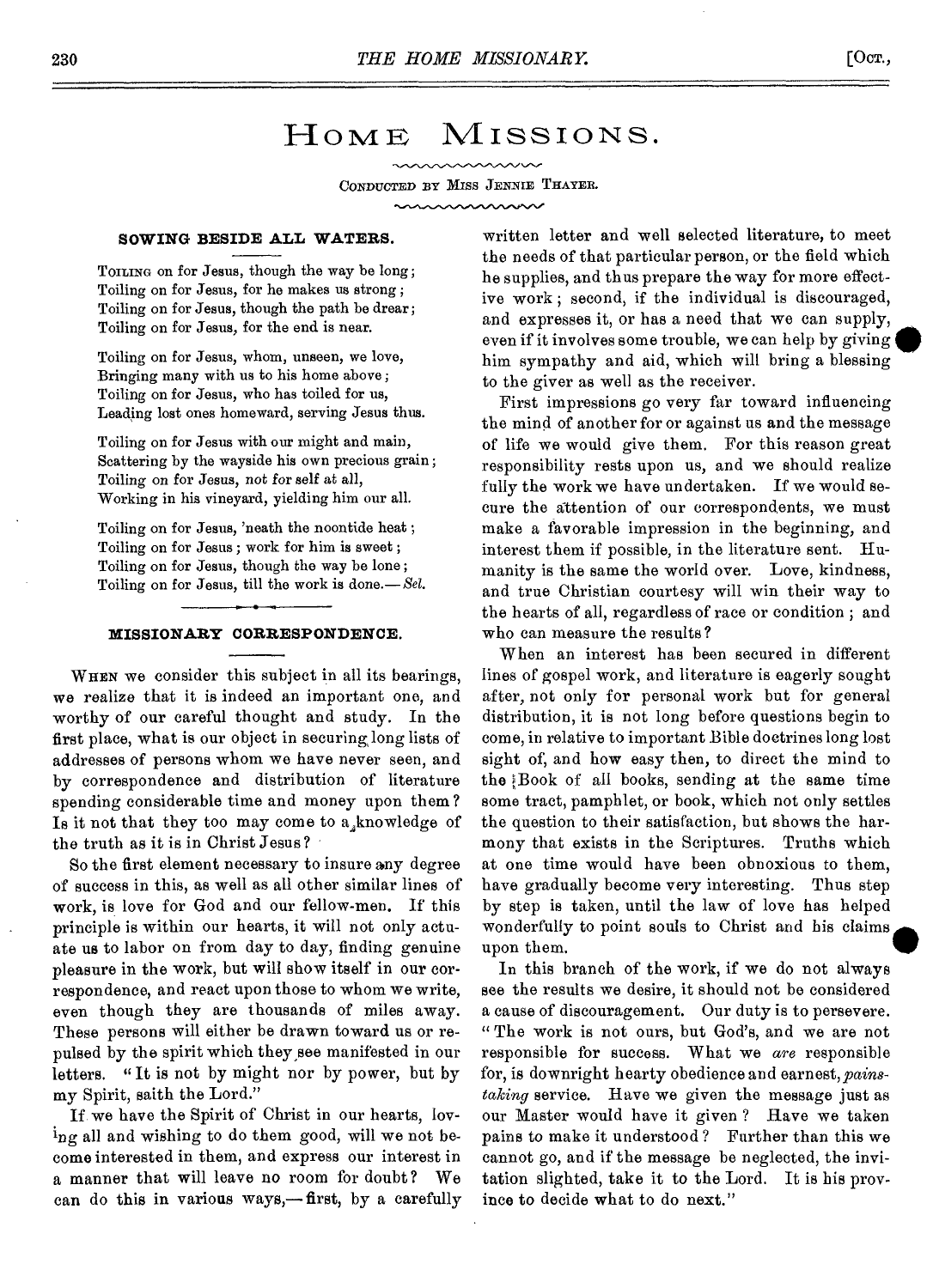# HOME MISSIONS.

CONDUCTED BY MISS JENNIE THAYER.

### SOWING BESIDE ALL WATERS.

TOILING on for Jesus, though the way be long;
Toiling on for Jesus, for he makes us strong;
Toiling on for Jesus, though the path be drear;
Toiling on for Jesus, for the end is near.

Toiling on for Jesus, whom, unseen, we love,
Bringing many with us to his home above;
Toiling on for Jesus, who has toiled for us,
Leading lost ones homeward, serving Jesus thus.

Toiling on for Jesus with our might and main,
Scattering by the wayside his own precious grain;
Toiling on for Jesus, not for self at all,
Working in his vineyard, yielding him our all.

Toiling on for Jesus, 'neath the noontide heat;
Toiling on for Jesus; work for him is sweet;
Toiling on for Jesus, though the way be lone;
Toiling on for Jesus, till the work is done.—*Sel.*

### MISSIONARY CORRESPONDENCE.

WHEN we consider this subject in all its bearings, we realize that it is indeed an important one, and worthy of our careful thought and study. In the first place, what is our object in securing long lists of addresses of persons whom we have never seen, and by correspondence and distribution of literature spending considerable time and money upon them? Is it not that they too may come to a knowledge of the truth as it is in Christ Jesus?

So the first element necessary to insure any degree of success in this, as well as all other similar lines of work, is love for God and our fellow-men. If this principle is within our hearts, it will not only actuate us to labor on from day to day, finding genuine pleasure in the work, but will show itself in our correspondence, and react upon those to whom we write, even though they are thousands of miles away. These persons will either be drawn toward us or repulsed by the spirit which they see manifested in our letters. "It is not by might nor by power, but by my Spirit, saith the Lord."

If we have the Spirit of Christ in our hearts, loving all and wishing to do them good, will we not become interested in them, and express our interest in a manner that will leave no room for doubt? We can do this in various ways,—first, by a carefully written letter and well selected literature, to meet the needs of that particular person, or the field which he supplies, and thus prepare the way for more effective work; second, if the individual is discouraged, and expresses it, or has a need that we can supply, even if it involves some trouble, we can help by giving him sympathy and aid, which will bring a blessing to the giver as well as the receiver.

First impressions go very far toward influencing the mind of another for or against us and the message of life we would give them. For this reason great responsibility rests upon us, and we should realize fully the work we have undertaken. If we would secure the attention of our correspondents, we must make a favorable impression in the beginning, and interest them if possible, in the literature sent. Humanity is the same the world over. Love, kindness, and true Christian courtesy will win their way to the hearts of all, regardless of race or condition; and who can measure the results?

When an interest has been secured in different lines of gospel work, and literature is eagerly sought after, not only for personal work but for general distribution, it is not long before questions begin to come, in relative to important Bible doctrines long lost sight of, and how easy then, to direct the mind to the Book of all books, sending at the same time some tract, pamphlet, or book, which not only settles the question to their satisfaction, but shows the harmony that exists in the Scriptures. Truths which at one time would have been obnoxious to them, have gradually become very interesting. Thus step by step is taken, until the law of love has helped wonderfully to point souls to Christ and his claims upon them.

In this branch of the work, if we do not always see the results we desire, it should not be considered a cause of discouragement. Our duty is to persevere. "The work is not ours, but God's, and we are not responsible for success. What we *are* responsible for, is downright hearty obedience and earnest, *painstaking* service. Have we given the message just as our Master would have it given? Have we taken pains to make it understood? Further than this we cannot go, and if the message be neglected, the invitation slighted, take it to the Lord. It is his province to decide what to do next."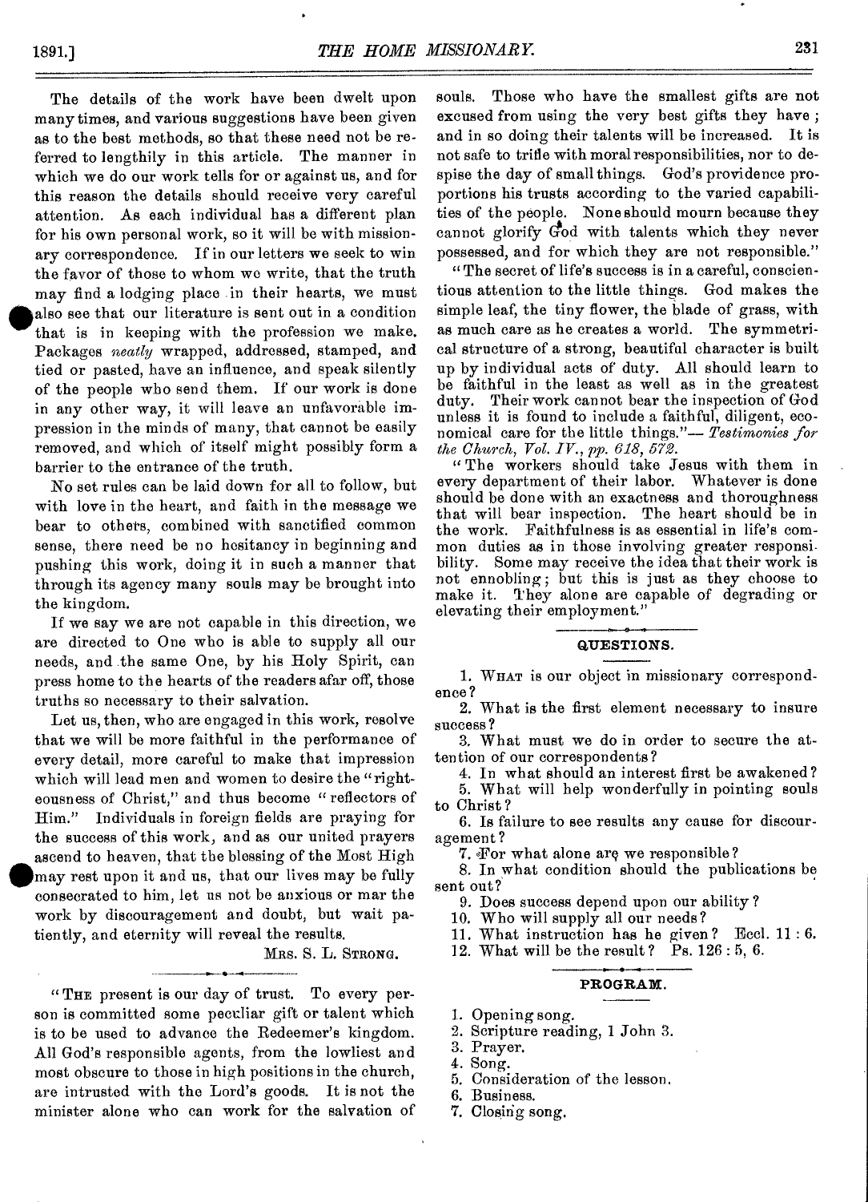The details of the work have been dwelt upon many times, and various suggestions have been given as to the best methods, so that these need not be referred to lengthily in this article. The manner in which we do our work tells for or against us, and for this reason the details should receive very careful attention. As each individual has a different plan for his own personal work, so it will be with missionary correspondence. If in our letters we seek to win the favor of those to whom we write, that the truth may find a lodging place in their hearts, we must also see that our literature is sent out in a condition that is in keeping with the profession we make. Packages *neatly* wrapped, addressed, stamped, and tied or pasted, have an influence, and speak silently of the people who send them. If our work is done in any other way, it will leave an unfavorable impression in the minds of many, that cannot be easily removed, and which of itself might possibly form a barrier to the entrance of the truth.

No set rules can be laid down for all to follow, but with love in the heart, and faith in the message we bear to others, combined with sanctified common sense, there need be no hesitancy in beginning and pushing this work, doing it in such a manner that through its agency many souls may be brought into the kingdom.

If we say we are not capable in this direction, we are directed to One who is able to supply all our needs, and the same One, by his Holy Spirit, can press home to the hearts of the readers afar off, those truths so necessary to their salvation.

Let us, then, who are engaged in this work, resolve that we will be more faithful in the performance of every detail, more careful to make that impression which will lead men and women to desire the "righteousness of Christ," and thus become "reflectors of Him." Individuals in foreign fields are praying for the success of this work, and as our united prayers ascend to heaven, that the blessing of the Most High may rest upon it and us, that our lives may be fully consecrated to him, let us not be anxious or mar the work by discouragement and doubt, but wait patiently, and eternity will reveal the results.

MRS. S. L. STRONG.

"THE present is our day of trust. To every person is committed some peculiar gift or talent which is to be used to advance the Redeemer's kingdom. All God's responsible agents, from the lowliest and most obscure to those in high positions in the church, are intrusted with the Lord's goods. It is not the minister alone who can work for the salvation of souls. Those who have the smallest gifts are not excused from using the very best gifts they have; and in so doing their talents will be increased. It is not safe to trifle with moral responsibilities, nor to despise the day of small things. God's providence proportions his trusts according to the varied capabilities of the people. None should mourn because they cannot glorify God with talents which they never possessed, and for which they are not responsible."

"The secret of life's success is in a careful, conscientious attention to the little things. God makes the simple leaf, the tiny flower, the blade of grass, with as much care as he creates a world. The symmetrical structure of a strong, beautiful character is built up by individual acts of duty. All should learn to be faithful in the least as well as in the greatest duty. Their work cannot bear the inspection of God unless it is found to include a faithful, diligent, economical care for the little things."— *Testimonies for the Church, Vol. IV., pp. 618, 572.*

"The workers should take Jesus with them in every department of their labor. Whatever is done should be done with an exactness and thoroughness that will bear inspection. The heart should be in the work. Faithfulness is as essential in life's common duties as in those involving greater responsibility. Some may receive the idea that their work is not ennobling; but this is just as they choose to make it. They alone are capable of degrading or elevating their employment."

## QUESTIONS.

1. WHAT is our object in missionary correspondence?
2. What is the first element necessary to insure success?
3. What must we do in order to secure the attention of our correspondents?
4. In what should an interest first be awakened?
5. What will help wonderfully in pointing souls to Christ?
6. Is failure to see results any cause for discouragement?
7. For what alone are we responsible?
8. In what condition should the publications be sent out?
9. Does success depend upon our ability?
10. Who will supply all our needs?
11. What instruction has he given? Eccl. 11 : 6.
12. What will be the result? Ps. 126 : 5, 6.

## PROGRAM.

1. Opening song.
2. Scripture reading, 1 John 3.
3. Prayer.
4. Song.
5. Consideration of the lesson.
6. Business.
7. Closing song.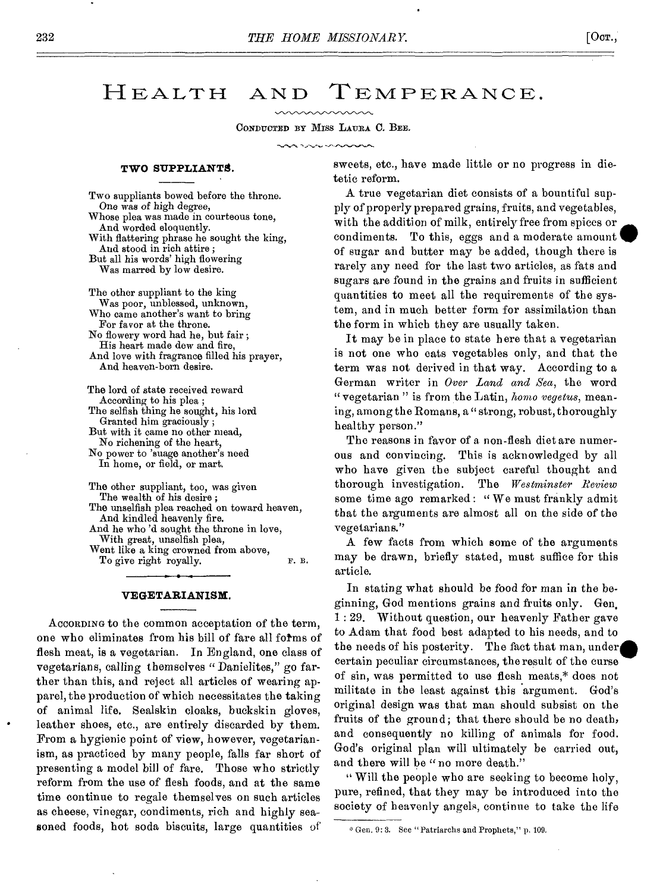# HEALTH AND TEMPERANCE.

CONDUCTED BY MISS LAURA C. BEE.

### TWO SUPPLIANTS.

Two suppliants bowed before the throne.
One was of high degree,
Whose plea was made in courteous tone,
And worded eloquently.
With flattering phrase he sought the king,
And stood in rich attire;
But all his words' high flowering
Was marred by low desire.

The other suppliant to the king
Was poor, unblessed, unknown,
Who came another's want to bring
For favor at the throne.
No flowery word had he, but fair;
His heart made dew and fire,
And love with fragrance filled his prayer,
And heaven-born desire.

The lord of state received reward
According to his plea;
The selfish thing he sought, his lord
Granted him graciously;
But with it came no other meed,
No richening of the heart,
No power to 'suage another's need
In home, or field, or mart.

The other suppliant, too, was given
The wealth of his desire;
The unselfish plea reached on toward heaven,
And kindled heavenly fire.
And he who'd sought the throne in love,
With great, unselfish plea,
Went like a king crowned from above,
To give right royally.

F. B.

### VEGETARIANISM.

According to the common acceptation of the term, one who eliminates from his bill of fare all forms of flesh meat, is a vegetarian. In England, one class of vegetarians, calling themselves "Danielites," go farther than this, and reject all articles of wearing apparel, the production of which necessitates the taking of animal life. Sealskin cloaks, buckskin gloves, leather shoes, etc., are entirely discarded by them. From a hygienic point of view, however, vegetarianism, as practiced by many people, falls far short of presenting a model bill of fare. Those who strictly reform from the use of flesh foods, and at the same time continue to regale themselves on such articles as cheese, vinegar, condiments, rich and highly seasoned foods, hot soda biscuits, large quantities of sweets, etc., have made little or no progress in dietetic reform.

A true vegetarian diet consists of a bountiful supply of properly prepared grains, fruits, and vegetables, with the addition of milk, entirely free from spices or condiments. To this, eggs and a moderate amount of sugar and butter may be added, though there is rarely any need for the last two articles, as fats and sugars are found in the grains and fruits in sufficient quantities to meet all the requirements of the system, and in much better form for assimilation than the form in which they are usually taken.

It may be in place to state here that a vegetarian is not one who eats vegetables only, and that the term was not derived in that way. According to a German writer in *Over Land and Sea*, the word "vegetarian" is from the Latin, *homo vegetus*, meaning, among the Romans, a "strong, robust, thoroughly healthy person."

The reasons in favor of a non-flesh diet are numerous and convincing. This is acknowledged by all who have given the subject careful thought and thorough investigation. The *Westminster Review* some time ago remarked: "We must frankly admit that the arguments are almost all on the side of the vegetarians."

A few facts from which some of the arguments may be drawn, briefly stated, must suffice for this article.

In stating what should be food for man in the beginning, God mentions grains and fruits only. Gen. 1:29. Without question, our heavenly Father gave to Adam that food best adapted to his needs, and to the needs of his posterity. The fact that man, under certain peculiar circumstances, the result of the curse of sin, was permitted to use flesh meats,* does not militate in the least against this argument. God's original design was that man should subsist on the fruits of the ground; that there should be no death, and consequently no killing of animals for food. God's original plan will ultimately be carried out, and there will be "no more death."

"Will the people who are seeking to become holy, pure, refined, that they may be introduced into the society of heavenly angels, continue to take the life

* Gen. 9:3. See "Patriarchs and Prophets," p. 109.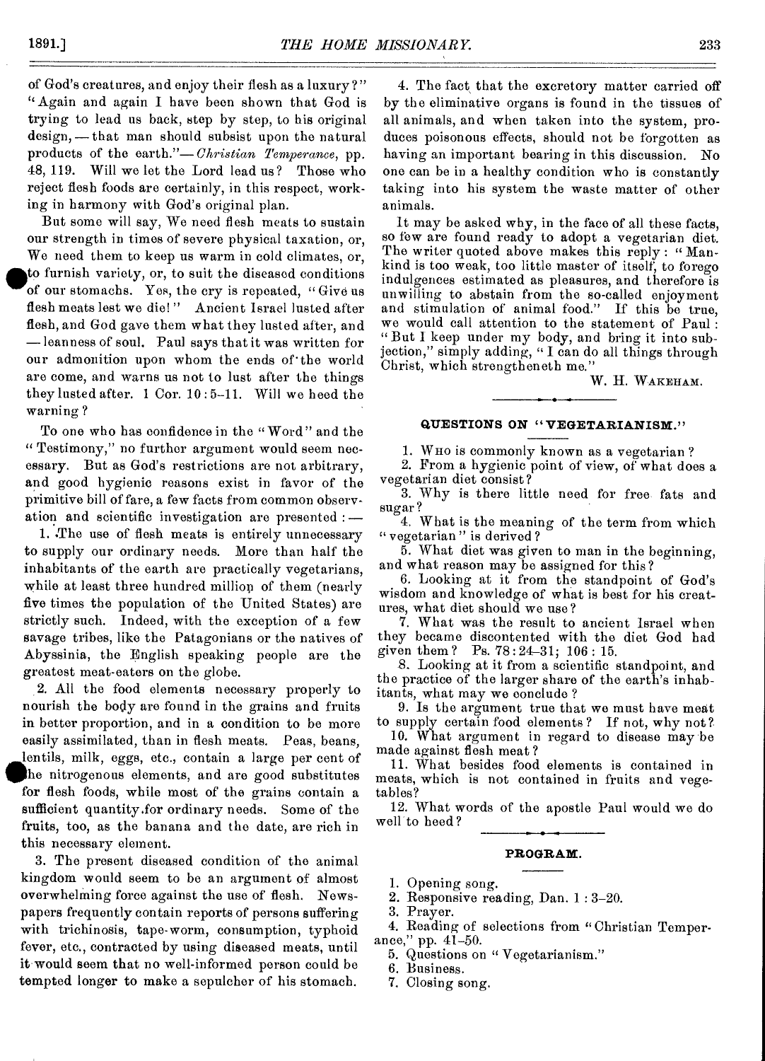of God's creatures, and enjoy their flesh as a luxury?" "Again and again I have been shown that God is trying to lead us back, step by step, to his original design, — that man should subsist upon the natural products of the earth." — *Christian Temperance*, pp. 48, 119. Will we let the Lord lead us? Those who reject flesh foods are certainly, in this respect, working in harmony with God's original plan.

But some will say, We need flesh meats to sustain our strength in times of severe physical taxation, or, We need them to keep us warm in cold climates, or, to furnish variety, or, to suit the diseased conditions of our stomachs. Yes, the cry is repeated, "Give us flesh meats lest we die!" Ancient Israel lusted after flesh, and God gave them what they lusted after, and — leanness of soul. Paul says that it was written for our admonition upon whom the ends of the world are come, and warns us not to lust after the things they lusted after. 1 Cor. 10:5–11. Will we heed the warning?

To one who has confidence in the "Word" and the "Testimony," no further argument would seem necessary. But as God's restrictions are not arbitrary, and good hygienic reasons exist in favor of the primitive bill of fare, a few facts from common observation and scientific investigation are presented: —

1. The use of flesh meats is entirely unnecessary to supply our ordinary needs. More than half the inhabitants of the earth are practically vegetarians, while at least three hundred million of them (nearly five times the population of the United States) are strictly such. Indeed, with the exception of a few savage tribes, like the Patagonians or the natives of Abyssinia, the English speaking people are the greatest meat-eaters on the globe.

2. All the food elements necessary properly to nourish the body are found in the grains and fruits in better proportion, and in a condition to be more easily assimilated, than in flesh meats. Peas, beans, lentils, milk, eggs, etc., contain a large per cent of the nitrogenous elements, and are good substitutes for flesh foods, while most of the grains contain a sufficient quantity for ordinary needs. Some of the fruits, too, as the banana and the date, are rich in this necessary element.

3. The present diseased condition of the animal kingdom would seem to be an argument of almost overwhelming force against the use of flesh. Newspapers frequently contain reports of persons suffering with trichinosis, tape-worm, consumption, typhoid fever, etc., contracted by using diseased meats, until it would seem that no well-informed person could be tempted longer to make a sepulcher of his stomach.

4. The fact that the excretory matter carried off by the eliminative organs is found in the tissues of all animals, and when taken into the system, produces poisonous effects, should not be forgotten as having an important bearing in this discussion. No one can be in a healthy condition who is constantly taking into his system the waste matter of other animals.

It may be asked why, in the face of all these facts, so few are found ready to adopt a vegetarian diet. The writer quoted above makes this reply: "Mankind is too weak, too little master of itself, to forego indulgences estimated as pleasures, and therefore is unwilling to abstain from the so-called enjoyment and stimulation of animal food." If this be true, we would call attention to the statement of Paul: "But I keep under my body, and bring it into subjection," simply adding, "I can do all things through Christ, which strengtheneth me."

W. H. Wakeham.

### QUESTIONS ON "VEGETARIANISM."

1. Who is commonly known as a vegetarian?
2. From a hygienic point of view, of what does a vegetarian diet consist?
3. Why is there little need for free fats and sugar?
4. What is the meaning of the term from which "vegetarian" is derived?
5. What diet was given to man in the beginning, and what reason may be assigned for this?
6. Looking at it from the standpoint of God's wisdom and knowledge of what is best for his creatures, what diet should we use?
7. What was the result to ancient Israel when they became discontented with the diet God had given them? Ps. 78:24–31; 106:15.
8. Looking at it from a scientific standpoint, and the practice of the larger share of the earth's inhabitants, what may we conclude?
9. Is the argument true that we must have meat to supply certain food elements? If not, why not?
10. What argument in regard to disease may be made against flesh meat?
11. What besides food elements is contained in meats, which is not contained in fruits and vegetables?
12. What words of the apostle Paul would we do well to heed?

### PROGRAM.

1. Opening song.
2. Responsive reading, Dan. 1:3–20.
3. Prayer.
4. Reading of selections from "Christian Temperance," pp. 41–50.
5. Questions on "Vegetarianism."
6. Business.
7. Closing song.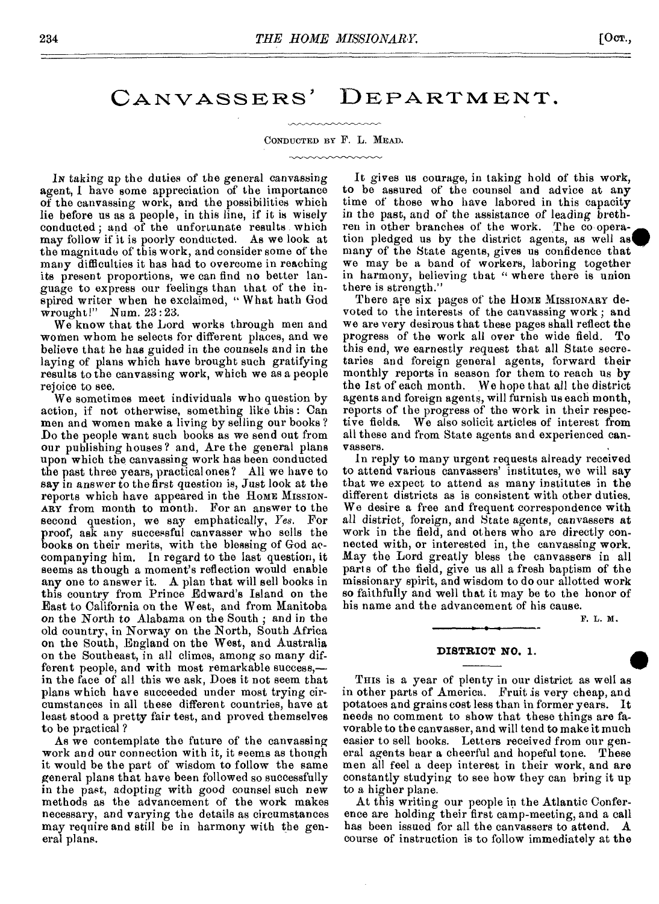# Canvassers' Department.

Conducted by F. L. Mead.

In taking up the duties of the general canvassing agent, I have some appreciation of the importance of the canvassing work, and the possibilities which lie before us as a people, in this line, if it is wisely conducted; and of the unfortunate results which may follow if it is poorly conducted. As we look at the magnitude of this work, and consider some of the many difficulties it has had to overcome in reaching its present proportions, we can find no better language to express our feelings than that of the inspired writer when he exclaimed, "What hath God wrought!" Num. 23:23.

We know that the Lord works through men and women whom he selects for different places, and we believe that he has guided in the counsels and in the laying of plans which have brought such gratifying results to the canvassing work, which we as a people rejoice to see.

We sometimes meet individuals who question by action, if not otherwise, something like this: Can men and women make a living by selling our books? Do the people want such books as we send out from our publishing houses? and, Are the general plans upon which the canvassing work has been conducted the past three years, practical ones? All we have to say in answer to the first question is, Just look at the reports which have appeared in the Home Missionary from month to month. For an answer to the second question, we say emphatically, *Yes*. For proof, ask any successful canvasser who sells the books on their merits, with the blessing of God accompanying him. In regard to the last question, it seems as though a moment's reflection would enable any one to answer it. A plan that will sell books in this country from Prince Edward's Island on the East to California on the West, and from Manitoba on the North to Alabama on the South; and in the old country, in Norway on the North, South Africa on the South, England on the West, and Australia on the Southeast, in all climes, among so many different people, and with most remarkable success,—in the face of all this we ask, Does it not seem that plans which have succeeded under most trying circumstances in all these different countries, have at least stood a pretty fair test, and proved themselves to be practical?

As we contemplate the future of the canvassing work and our connection with it, it seems as though it would be the part of wisdom to follow the same general plans that have been followed so successfully in the past, adopting with good counsel such new methods as the advancement of the work makes necessary, and varying the details as circumstances may require and still be in harmony with the general plans.

It gives us courage, in taking hold of this work, to be assured of the counsel and advice at any time of those who have labored in this capacity in the past, and of the assistance of leading brethren in other branches of the work. The co-operation pledged us by the district agents, as well as many of the State agents, gives us confidence that we may be a band of workers, laboring together in harmony, believing that "where there is union there is strength."

There are six pages of the Home Missionary devoted to the interests of the canvassing work; and we are very desirous that these pages shall reflect the progress of the work all over the wide field. To this end, we earnestly request that all State secretaries and foreign general agents, forward their monthly reports in season for them to reach us by the 1st of each month. We hope that all the district agents and foreign agents, will furnish us each month, reports of the progress of the work in their respective fields. We also solicit articles of interest from all these and from State agents and experienced canvassers.

In reply to many urgent requests already received to attend various canvassers' institutes, we will say that we expect to attend as many institutes in the different districts as is consistent with other duties. We desire a free and frequent correspondence with all district, foreign, and State agents, canvassers at work in the field, and others who are directly connected with, or interested in, the canvassing work. May the Lord greatly bless the canvassers in all parts of the field, give us all a fresh baptism of the missionary spirit, and wisdom to do our allotted work so faithfully and well that it may be to the honor of his name and the advancement of his cause.

F. L. M.

## DISTRICT NO. 1.

This is a year of plenty in our district as well as in other parts of America. Fruit is very cheap, and potatoes and grains cost less than in former years. It needs no comment to show that these things are favorable to the canvasser, and will tend to make it much easier to sell books. Letters received from our general agents bear a cheerful and hopeful tone. These men all feel a deep interest in their work, and are constantly studying to see how they can bring it up to a higher plane.

At this writing our people in the Atlantic Conference are holding their first camp-meeting, and a call has been issued for all the canvassers to attend. A course of instruction is to follow immediately at the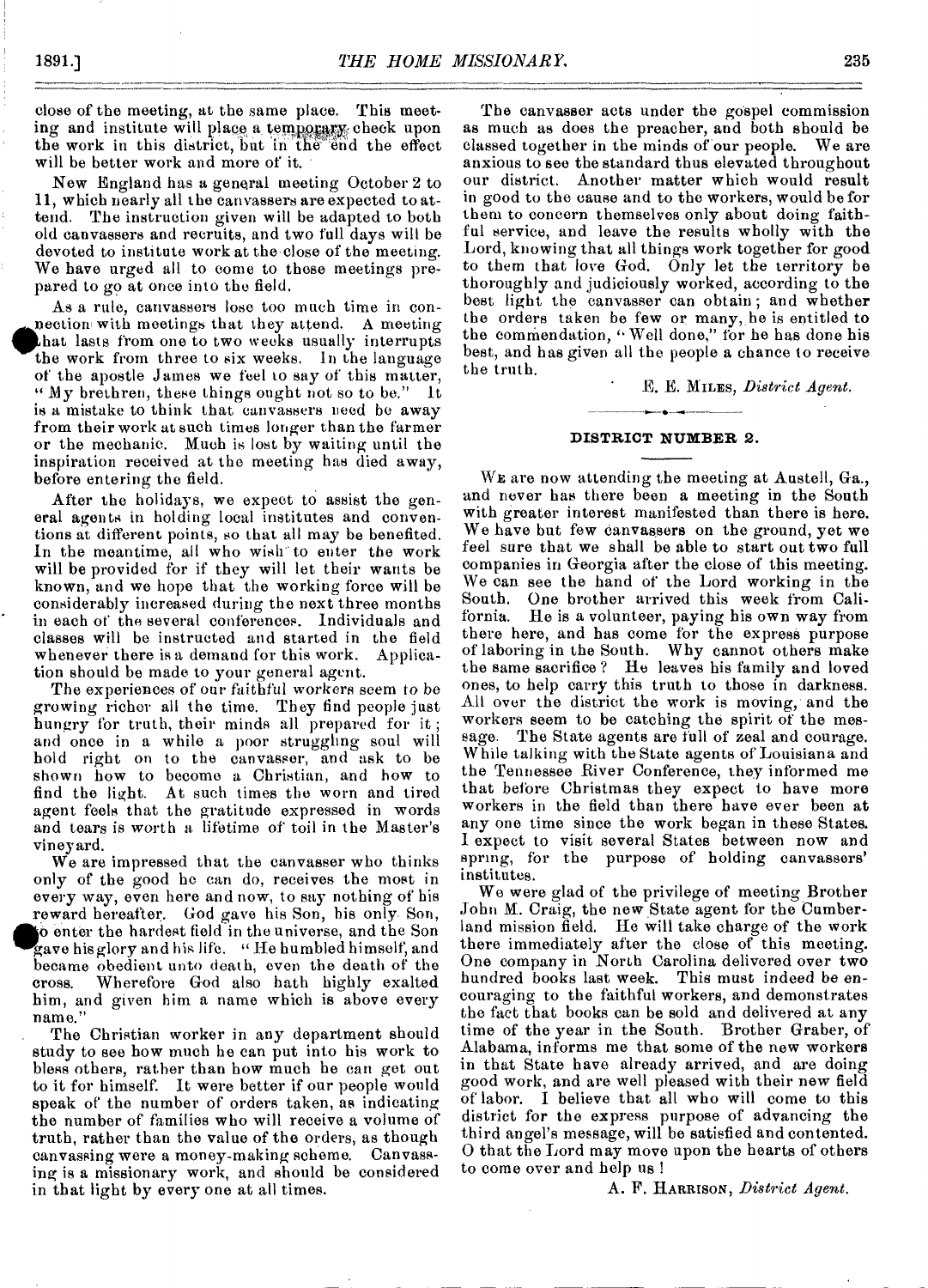close of the meeting, at the same place. This meeting and institute will place a temporary check upon the work in this district, but in the end the effect will be better work and more of it.

New England has a general meeting October 2 to 11, which nearly all the canvassers are expected to attend. The instruction given will be adapted to both old canvassers and recruits, and two full days will be devoted to institute work at the close of the meeting. We have urged all to come to these meetings prepared to go at once into the field.

As a rule, canvassers lose too much time in connection with meetings that they attend. A meeting that lasts from one to two weeks usually interrupts the work from three to six weeks. In the language of the apostle James we feel to say of this matter, "My brethren, these things ought not so to be." It is a mistake to think that canvassers need be away from their work at such times longer than the farmer or the mechanic. Much is lost by waiting until the inspiration received at the meeting has died away, before entering the field.

After the holidays, we expect to assist the general agents in holding local institutes and conventions at different points, so that all may be benefited. In the meantime, all who wish to enter the work will be provided for if they will let their wants be known, and we hope that the working force will be considerably increased during the next three months in each of the several conferences. Individuals and classes will be instructed and started in the field whenever there is a demand for this work. Application should be made to your general agent.

The experiences of our faithful workers seem to be growing richer all the time. They find people just hungry for truth, their minds all prepared for it; and once in a while a poor struggling soul will hold right on to the canvasser, and ask to be shown how to become a Christian, and how to find the light. At such times the worn and tired agent feels that the gratitude expressed in words and tears is worth a lifetime of toil in the Master's vineyard.

We are impressed that the canvasser who thinks only of the good he can do, receives the most in every way, even here and now, to say nothing of his reward hereafter. God gave his Son, his only Son, to enter the hardest field in the universe, and the Son gave his glory and his life. "He humbled himself, and became obedient unto death, even the death of the cross. Wherefore God also hath highly exalted him, and given him a name which is above every name."

The Christian worker in any department should study to see how much he can put into his work to bless others, rather than how much he can get out to it for himself. It were better if our people would speak of the number of orders taken, as indicating the number of families who will receive a volume of truth, rather than the value of the orders, as though canvassing were a money-making scheme. Canvassing is a missionary work, and should be considered in that light by every one at all times.

The canvasser acts under the gospel commission as much as does the preacher, and both should be classed together in the minds of our people. We are anxious to see the standard thus elevated throughout our district. Another matter which would result in good to the cause and to the workers, would be for them to concern themselves only about doing faithful service, and leave the results wholly with the Lord, knowing that all things work together for good to them that love God. Only let the territory be thoroughly and judiciously worked, according to the best light the canvasser can obtain; and whether the orders taken be few or many, he is entitled to the commendation, "Well done," for he has done his best, and has given all the people a chance to receive the truth.

E. E. MILES, *District Agent.*

## DISTRICT NUMBER 2.

WE are now attending the meeting at Austell, Ga., and never has there been a meeting in the South with greater interest manifested than there is here. We have but few canvassers on the ground, yet we feel sure that we shall be able to start out two full companies in Georgia after the close of this meeting. We can see the hand of the Lord working in the South. One brother arrived this week from California. He is a volunteer, paying his own way from there here, and has come for the express purpose of laboring in the South. Why cannot others make the same sacrifice? He leaves his family and loved ones, to help carry this truth to those in darkness. All over the district the work is moving, and the workers seem to be catching the spirit of the message. The State agents are full of zeal and courage. While talking with the State agents of Louisiana and the Tennessee River Conference, they informed me that before Christmas they expect to have more workers in the field than there have ever been at any one time since the work began in these States. I expect to visit several States between now and spring, for the purpose of holding canvassers' institutes.

We were glad of the privilege of meeting Brother John M. Craig, the new State agent for the Cumberland mission field. He will take charge of the work there immediately after the close of this meeting. One company in North Carolina delivered over two hundred books last week. This must indeed be encouraging to the faithful workers, and demonstrates the fact that books can be sold and delivered at any time of the year in the South. Brother Graber, of Alabama, informs me that some of the new workers in that State have already arrived, and are doing good work, and are well pleased with their new field of labor. I believe that all who will come to this district for the express purpose of advancing the third angel's message, will be satisfied and contented. O that the Lord may move upon the hearts of others to come over and help us!

A. F. HARRISON, *District Agent.*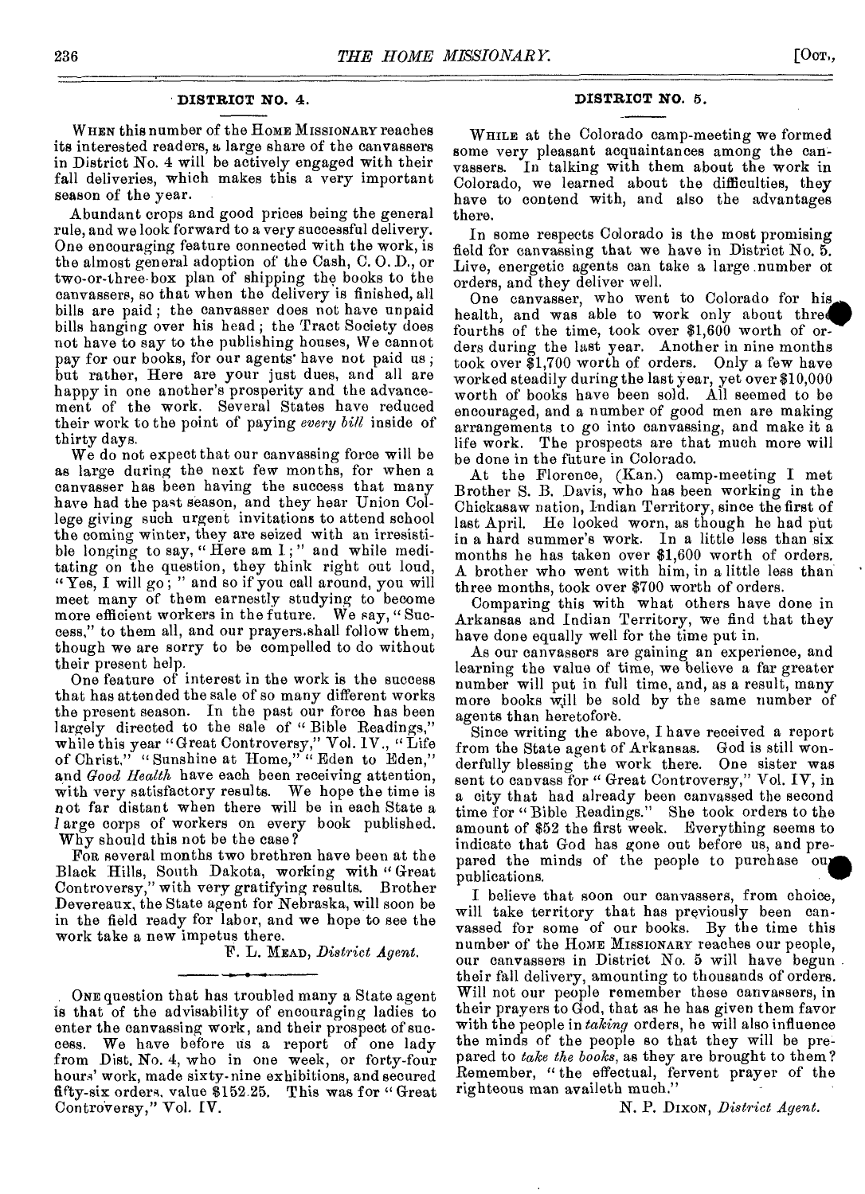## DISTRICT NO. 4.

WHEN this number of the HOME MISSIONARY reaches its interested readers, a large share of the canvassers in District No. 4 will be actively engaged with their fall deliveries, which makes this a very important season of the year.

Abundant crops and good prices being the general rule, and we look forward to a very successful delivery. One encouraging feature connected with the work, is the almost general adoption of the Cash, C. O. D., or two-or-three-box plan of shipping the books to the canvassers, so that when the delivery is finished, all bills are paid; the canvasser does not have unpaid bills hanging over his head; the Tract Society does not have to say to the publishing houses, We cannot pay for our books, for our agents have not paid us; but rather, Here are your just dues, and all are happy in one another's prosperity and the advancement of the work. Several States have reduced their work to the point of paying *every bill* inside of thirty days.

We do not expect that our canvassing force will be as large during the next few months, for when a canvasser has been having the success that many have had the past season, and they hear Union College giving such urgent invitations to attend school the coming winter, they are seized with an irresistible longing to say, "Here am I;" and while meditating on the question, they think right out loud, "Yes, I will go;" and so if you call around, you will meet many of them earnestly studying to become more efficient workers in the future. We say, "Success," to them all, and our prayers shall follow them, though we are sorry to be compelled to do without their present help.

One feature of interest in the work is the success that has attended the sale of so many different works the present season. In the past our force has been largely directed to the sale of "Bible Readings," while this year "Great Controversy," Vol. IV., "Life of Christ," "Sunshine at Home," "Eden to Eden," and *Good Health* have each been receiving attention, with very satisfactory results. We hope the time is not far distant when there will be in each State a large corps of workers on every book published. Why should this not be the case?

FOR several months two brethren have been at the Black Hills, South Dakota, working with "Great Controversy," with very gratifying results. Brother Devereaux, the State agent for Nebraska, will soon be in the field ready for labor, and we hope to see the work take a new impetus there.

F. L. MEAD, *District Agent.*

---

ONE question that has troubled many a State agent is that of the advisability of encouraging ladies to enter the canvassing work, and their prospect of success. We have before us a report of one lady from Dist. No. 4, who in one week, or forty-four hours' work, made sixty-nine exhibitions, and secured fifty-six orders, value $152.25. This was for "Great Controversy," Vol. IV.

## DISTRICT NO. 5.

WHILE at the Colorado camp-meeting we formed some very pleasant acquaintances among the canvassers. In talking with them about the work in Colorado, we learned about the difficulties, they have to contend with, and also the advantages there.

In some respects Colorado is the most promising field for canvassing that we have in District No. 5. Live, energetic agents can take a large number of orders, and they deliver well.

One canvasser, who went to Colorado for his health, and was able to work only about three fourths of the time, took over $1,600 worth of orders during the last year. Another in nine months took over $1,700 worth of orders. Only a few have worked steadily during the last year, yet over $10,000 worth of books have been sold. All seemed to be encouraged, and a number of good men are making arrangements to go into canvassing, and make it a life work. The prospects are that much more will be done in the future in Colorado.

At the Florence, (Kan.) camp-meeting I met Brother S. B. Davis, who has been working in the Chickasaw nation, Indian Territory, since the first of last April. He looked worn, as though he had put in a hard summer's work. In a little less than six months he has taken over $1,600 worth of orders. A brother who went with him, in a little less than three months, took over $700 worth of orders.

Comparing this with what others have done in Arkansas and Indian Territory, we find that they have done equally well for the time put in.

As our canvassers are gaining an experience, and learning the value of time, we believe a far greater number will put in full time, and, as a result, many more books will be sold by the same number of agents than heretofore.

Since writing the above, I have received a report from the State agent of Arkansas. God is still wonderfully blessing the work there. One sister was sent to canvass for "Great Controversy," Vol. IV, in a city that had already been canvassed the second time for "Bible Readings." She took orders to the amount of $52 the first week. Everything seems to indicate that God has gone out before us, and prepared the minds of the people to purchase our publications.

I believe that soon our canvassers, from choice, will take territory that has previously been canvassed for some of our books. By the time this number of the HOME MISSIONARY reaches our people, our canvassers in District No. 5 will have begun their fall delivery, amounting to thousands of orders. Will not our people remember these canvassers, in their prayers to God, that as he has given them favor with the people in *taking* orders, he will also influence the minds of the people so that they will be prepared to *take the books*, as they are brought to them? Remember, "the effectual, fervent prayer of the righteous man availeth much."

N. P. DIXON, *District Agent.*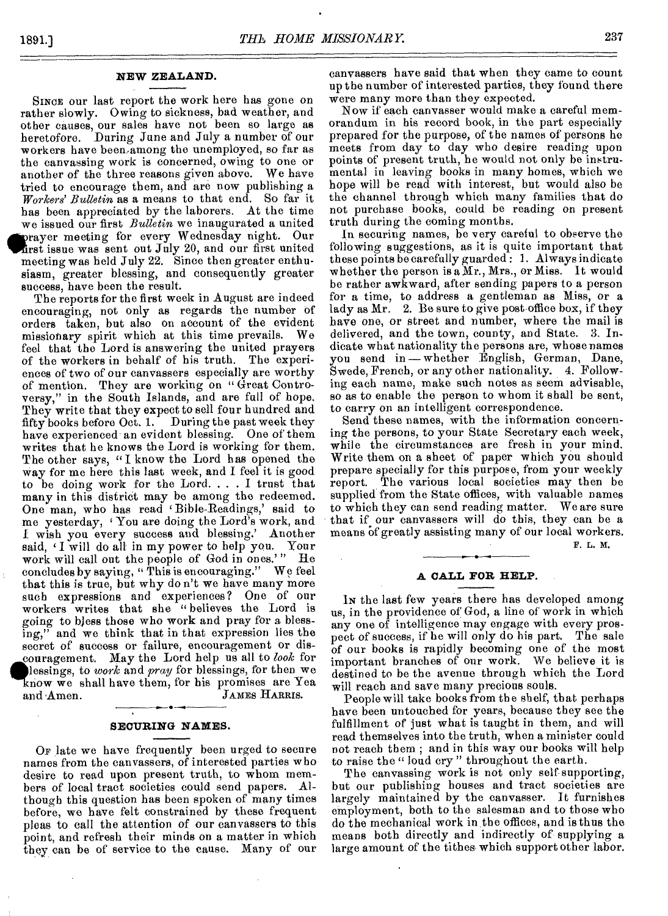## NEW ZEALAND.

SINCE our last report the work here has gone on rather slowly. Owing to sickness, bad weather, and other causes, our sales have not been so large as heretofore. During June and July a number of our workers have been among the unemployed, so far as the canvassing work is concerned, owing to one or another of the three reasons given above. We have tried to encourage them, and are now publishing a *Workers' Bulletin* as a means to that end. So far it has been appreciated by the laborers. At the time we issued our first *Bulletin* we inaugurated a united prayer meeting for every Wednesday night. Our first issue was sent out July 20, and our first united meeting was held July 22. Since then greater enthusiasm, greater blessing, and consequently greater success, have been the result.

The reports for the first week in August are indeed encouraging, not only as regards the number of orders taken, but also on account of the evident missionary spirit which at this time prevails. We feel that the Lord is answering the united prayers of the workers in behalf of his truth. The experiences of two of our canvassers especially are worthy of mention. They are working on "Great Controversy," in the South Islands, and are full of hope. They write that they expect to sell four hundred and fifty books before Oct. 1. During the past week they have experienced an evident blessing. One of them writes that he knows the Lord is working for them. The other says, "I know the Lord has opened the way for me here this last week, and I feel it is good to be doing work for the Lord. . . . I trust that many in this district may be among the redeemed. One man, who has read 'Bible-Readings,' said to me yesterday, 'You are doing the Lord's work, and I wish you every success and blessing.' Another said, 'I will do all in my power to help you. Your work will call out the people of God in ones.'" He concludes by saying, "This is encouraging." We feel that this is true, but why do n't we have many more such expressions and experiences? One of our workers writes that she "believes the Lord is going to bless those who work and pray for a blessing," and we think that in that expression lies the secret of success or failure, encouragement or discouragement. May the Lord help us all to *look* for blessings, to *work* and *pray* for blessings, for then we know we shall have them, for his promises are Yea and Amen.

JAMES HARRIS.

## SECURING NAMES.

OF late we have frequently been urged to secure names from the canvassers, of interested parties who desire to read upon present truth, to whom members of local tract societies could send papers. Although this question has been spoken of many times before, we have felt constrained by these frequent pleas to call the attention of our canvassers to this point, and refresh their minds on a matter in which they can be of service to the cause. Many of our canvassers have said that when they came to count up the number of interested parties, they found there were many more than they expected.

Now if each canvasser would make a careful memorandum in his record book, in the part especially prepared for the purpose, of the names of persons he meets from day to day who desire reading upon points of present truth, he would not only be instrumental in leaving books in many homes, which we hope will be read with interest, but would also be the channel through which many families that do not purchase books, could be reading on present truth during the coming months.

In securing names, be very careful to observe the following suggestions, as it is quite important that these points be carefully guarded: 1. Always indicate whether the person is a Mr., Mrs., or Miss. It would be rather awkward, after sending papers to a person for a time, to address a gentleman as Miss, or a lady as Mr. 2. Be sure to give post-office box, if they have one, or street and number, where the mail is delivered, and the town, county, and State. 3. Indicate what nationality the persons are, whose names you send in — whether English, German, Dane, Swede, French, or any other nationality. 4. Following each name, make such notes as seem advisable, so as to enable the person to whom it shall be sent, to carry on an intelligent correspondence.

Send these names, with the information concerning the persons, to your State Secretary each week, while the circumstances are fresh in your mind. Write them on a sheet of paper which you should prepare specially for this purpose, from your weekly report. The various local societies may then be supplied from the State offices, with valuable names to which they can send reading matter. We are sure that if our canvassers will do this, they can be a means of greatly assisting many of our local workers.

F. L. M.

## A CALL FOR HELP.

IN the last few years there has developed among us, in the providence of God, a line of work in which any one of intelligence may engage with every prospect of success, if he will only do his part. The sale of our books is rapidly becoming one of the most important branches of our work. We believe it is destined to be the avenue through which the Lord will reach and save many precious souls.

People will take books from the shelf, that perhaps have been untouched for years, because they see the fulfillment of just what is taught in them, and will read themselves into the truth, when a minister could not reach them; and in this way our books will help to raise the "loud cry" throughout the earth.

The canvassing work is not only self-supporting, but our publishing houses and tract societies are largely maintained by the canvasser. It furnishes employment, both to the salesman and to those who do the mechanical work in the offices, and is thus the means both directly and indirectly of supplying a large amount of the tithes which support other labor.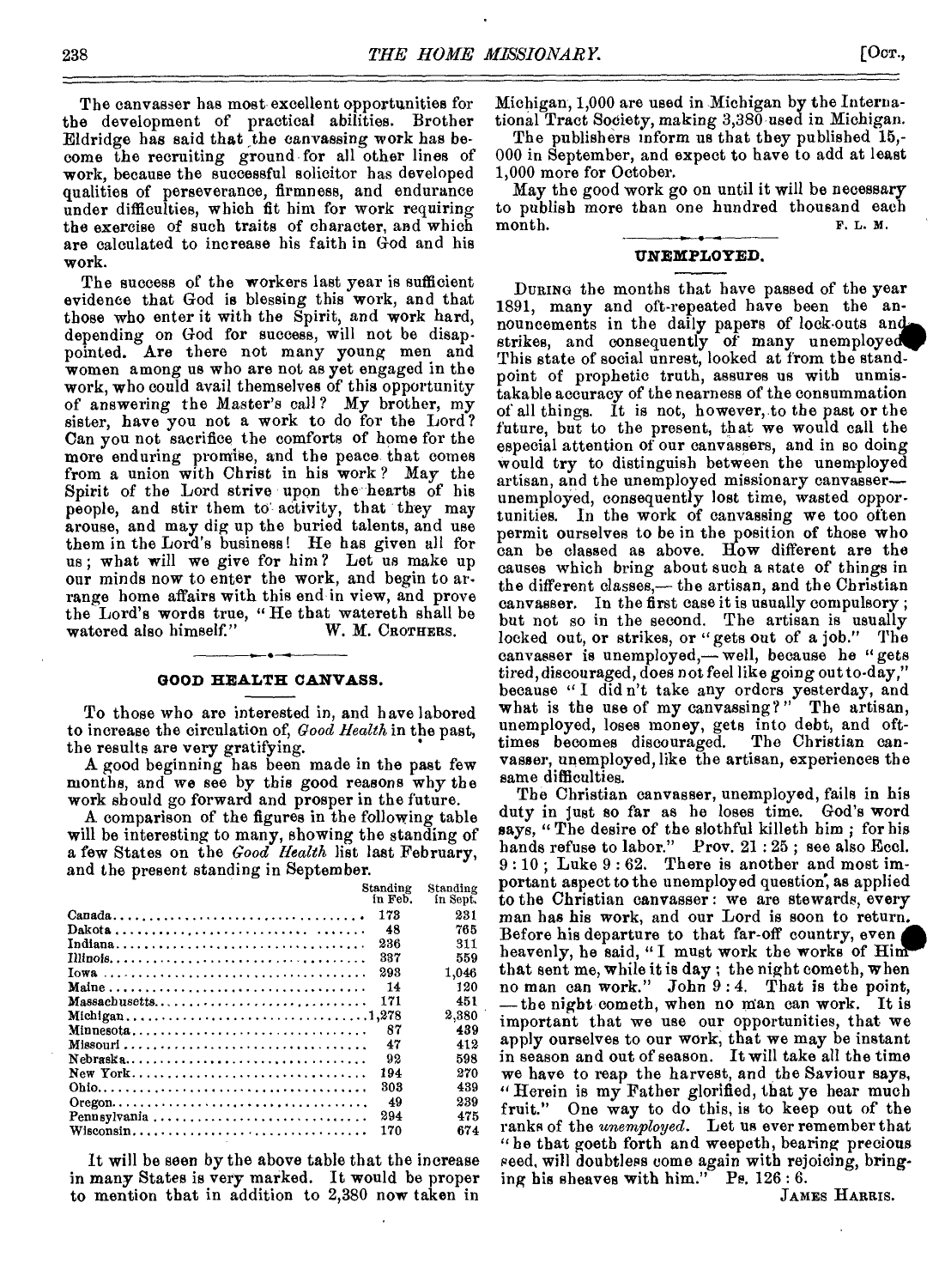The canvasser has most excellent opportunities for the development of practical abilities. Brother Eldridge has said that the canvassing work has become the recruiting ground for all other lines of work, because the successful solicitor has developed qualities of perseverance, firmness, and endurance under difficulties, which fit him for work requiring the exercise of such traits of character, and which are calculated to increase his faith in God and his work.

The success of the workers last year is sufficient evidence that God is blessing this work, and that those who enter it with the Spirit, and work hard, depending on God for success, will not be disappointed. Are there not many young men and women among us who are not as yet engaged in the work, who could avail themselves of this opportunity of answering the Master's call? My brother, my sister, have you not a work to do for the Lord? Can you not sacrifice the comforts of home for the more enduring promise, and the peace that comes from a union with Christ in his work? May the Spirit of the Lord strive upon the hearts of his people, and stir them to activity, that they may arouse, and may dig up the buried talents, and use them in the Lord's business! He has given all for us; what will we give for him? Let us make up our minds now to enter the work, and begin to arrange home affairs with this end in view, and prove the Lord's words true, "He that watereth shall be watered also himself."

W. M. CROTHERS.

## GOOD HEALTH CANVASS.

To those who are interested in, and have labored to increase the circulation of, *Good Health* in the past, the results are very gratifying.

A good beginning has been made in the past few months, and we see by this good reasons why the work should go forward and prosper in the future.

A comparison of the figures in the following table will be interesting to many, showing the standing of a few States on the *Good Health* list last February, and the present standing in September.

| | Standing in Feb. | Standing in Sept. |
|---|---|---|
| Canada | 173 | 231 |
| Dakota | 48 | 765 |
| Indiana | 236 | 311 |
| Illinois | 337 | 559 |
| Iowa | 293 | 1,046 |
| Maine | 14 | 120 |
| Massachusetts | 171 | 451 |
| Michigan | 1,278 | 2,380 |
| Minnesota | 87 | 439 |
| Missouri | 47 | 412 |
| Nebraska | 92 | 598 |
| New York | 194 | 270 |
| Ohio | 303 | 439 |
| Oregon | 49 | 239 |
| Pennsylvania | 294 | 475 |
| Wisconsin | 170 | 674 |

It will be seen by the above table that the increase in many States is very marked. It would be proper to mention that in addition to 2,380 now taken in Michigan, 1,000 are used in Michigan by the International Tract Society, making 3,380 used in Michigan.

The publishers inform us that they published 15,000 in September, and expect to have to add at least 1,000 more for October.

May the good work go on until it will be necessary to publish more than one hundred thousand each month.

F. L. M.

## UNEMPLOYED.

DURING the months that have passed of the year 1891, many and oft-repeated have been the announcements in the daily papers of lock-outs and strikes, and consequently of many unemployed. This state of social unrest, looked at from the standpoint of prophetic truth, assures us with unmistakable accuracy of the nearness of the consummation of all things. It is not, however, to the past or the future, but to the present, that we would call the especial attention of our canvassers, and in so doing would try to distinguish between the unemployed artisan, and the unemployed missionary canvasser—unemployed, consequently lost time, wasted opportunities. In the work of canvassing we too often permit ourselves to be in the position of those who can be classed as above. How different are the causes which bring about such a state of things in the different classes,—the artisan, and the Christian canvasser. In the first case it is usually compulsory; but not so in the second. The artisan is usually locked out, or strikes, or "gets out of a job." The canvasser is unemployed,—well, because he "gets tired, discouraged, does not feel like going out to-day," because "I did n't take any orders yesterday, and what is the use of my canvassing?" The artisan, unemployed, loses money, gets into debt, and ofttimes becomes discouraged. The Christian canvasser, unemployed, like the artisan, experiences the same difficulties.

The Christian canvasser, unemployed, fails in his duty in just so far as he loses time. God's word says, "The desire of the slothful killeth him; for his hands refuse to labor." Prov. 21:25; see also Eccl. 9:10; Luke 9:62. There is another and most important aspect to the unemployed question, as applied to the Christian canvasser: we are stewards, every man has his work, and our Lord is soon to return. Before his departure to that far-off country, even heavenly, he said, "I must work the works of Him that sent me, while it is day; the night cometh, when no man can work." John 9:4. That is the point,—the night cometh, when no man can work. It is important that we use our opportunities, that we apply ourselves to our work, that we may be instant in season and out of season. It will take all the time we have to reap the harvest, and the Saviour says, "Herein is my Father glorified, that ye bear much fruit." One way to do this, is to keep out of the ranks of the *unemployed*. Let us ever remember that "he that goeth forth and weepeth, bearing precious seed, will doubtless come again with rejoicing, bringing his sheaves with him." Ps. 126:6.

JAMES HARRIS.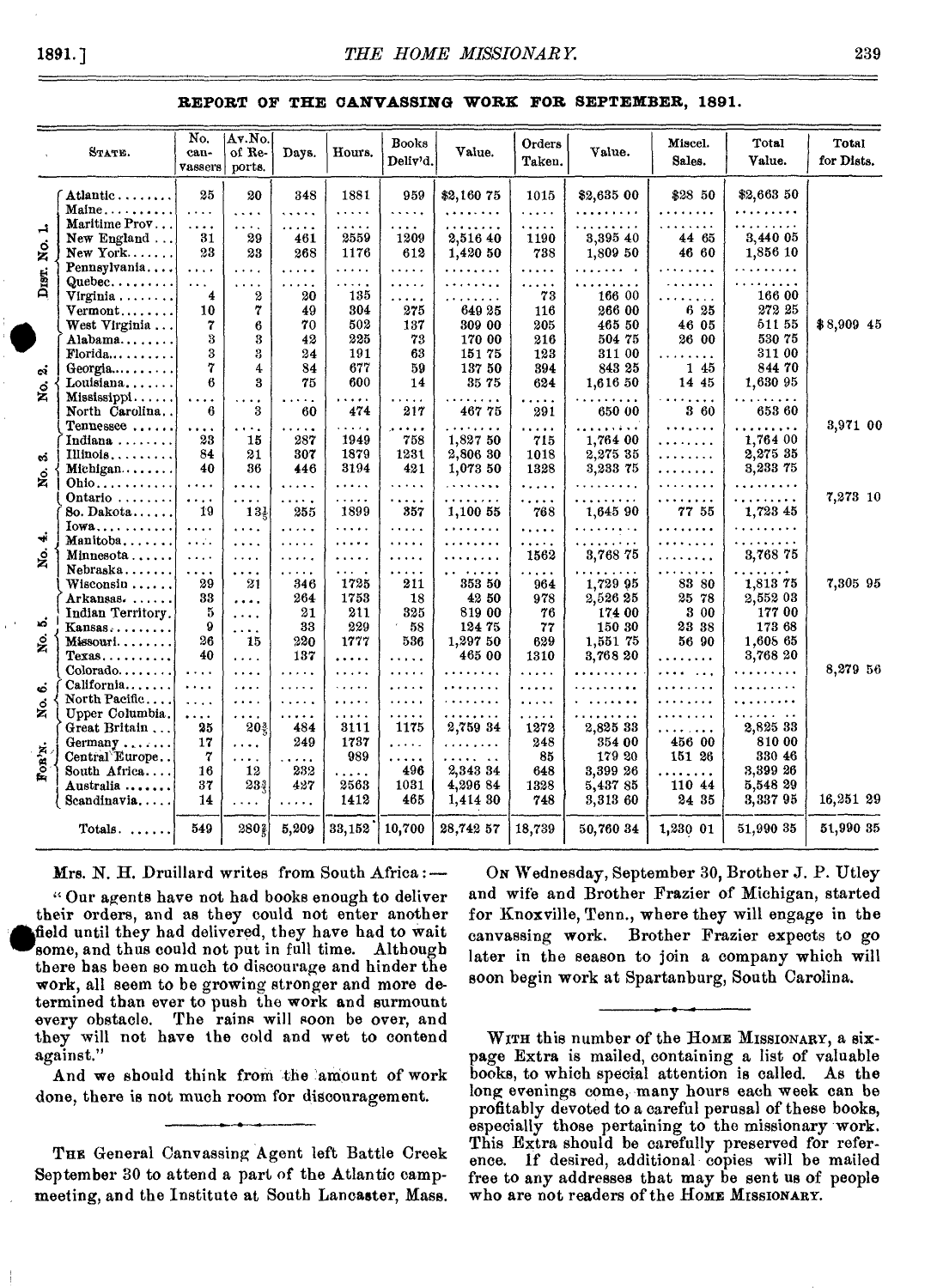## REPORT OF THE CANVASSING WORK FOR SEPTEMBER, 1891.

| | STATE. | No. canvassers | Av. No. of Reports. | Days. | Hours. | Books Deliv'd. | Value. | Orders Taken. | Value. | Miscel. Sales. | Total Value. | Total for Dists. |
|---|---|---|---|---|---|---|---|---|---|---|---|---|
| DIST. No. 1. | Atlantic | 25 | 20 | 348 | 1881 | 959 | $2,160 75 | 1015 | $2,635 00 | $28 50 | $2,663 50 | |
| | Maine | .... | .... | ..... | ..... | ..... | ........ | ..... | ......... | ........ | ......... | |
| | Maritime Prov. | .... | .... | ..... | ..... | .... | ........ | ..... | ......... | ........ | ......... | |
| | New England | 31 | 29 | 461 | 2559 | 1209 | 2,516 40 | 1190 | 3,395 40 | 44 65 | 3,440 05 | |
| | New York | 23 | 23 | 268 | 1176 | 612 | 1,420 50 | 738 | 1,809 50 | 46 60 | 1,856 10 | |
| | Pennsylvania | .... | .... | ..... | ..... | ..... | ........ | ..... | ......... | ........ | ......... | |
| | Quebec | ... | .... | ..... | ..... | ..... | ........ | ..... | ......... | ........ | ......... | |
| | Virginia | 4 | 2 | 20 | 135 | ..... | ........ | 73 | 166 00 | ........ | 166 00 | |
| | Vermont | 10 | 7 | 49 | 304 | 275 | 649 25 | 116 | 266 00 | 6 25 | 272 25 | |
| | West Virginia | 7 | 6 | 70 | 502 | 137 | 309 00 | 205 | 465 50 | 46 05 | 511 55 | $8,909 45 |
| No. 2. | Alabama | 3 | 3 | 42 | 225 | 73 | 170 00 | 216 | 504 75 | 26 00 | 530 75 | |
| | Florida | 3 | 3 | 24 | 191 | 63 | 151 75 | 123 | 311 00 | ........ | 311 00 | |
| | Georgia | 7 | 4 | 84 | 677 | 59 | 137 50 | 394 | 843 25 | 1 45 | 844 70 | |
| | Louisiana | 6 | 3 | 75 | 600 | 14 | 35 75 | 624 | 1,616 50 | 14 45 | 1,630 95 | |
| | Mississippi | .... | .... | ..... | ..... | ..... | ........ | ..... | ......... | ........ | ......... | |
| | North Carolina | 6 | 3 | 60 | 474 | 217 | 467 75 | 291 | 650 00 | 3 60 | 653 60 | |
| | Tennessee | .... | .... | ..... | ..... | ..... | ........ | ..... | ......... | ........ | ......... | 3,971 00 |
| No. 3. | Indiana | 23 | 15 | 287 | 1949 | 758 | 1,827 50 | 715 | 1,764 00 | ........ | 1,764 00 | |
| | Illinois | 84 | 21 | 307 | 1879 | 1231 | 2,806 30 | 1018 | 2,275 35 | ........ | 2,275 35 | |
| | Michigan | 40 | 36 | 446 | 3194 | 421 | 1,073 50 | 1328 | 3,233 75 | ........ | 3,233 75 | |
| | Ohio | .... | .... | ..... | ..... | ..... | ........ | ..... | ......... | ........ | ......... | |
| | Ontario | .... | .... | ..... | ..... | ..... | ........ | ..... | ......... | ........ | ......... | 7,273 10 |
| No. 4. | So. Dakota | 19 | 13½ | 255 | 1899 | 357 | 1,100 55 | 768 | 1,645 90 | 77 55 | 1,723 45 | |
| | Iowa | .... | .... | ..... | ..... | ..... | ........ | ..... | ......... | ........ | ......... | |
| | Manitoba | .... | .... | ..... | ..... | ..... | ........ | ..... | ......... | ........ | ......... | |
| | Minnesota | .... | .... | ..... | ..... | ..... | ........ | 1562 | 3,768 75 | ........ | 3,768 75 | |
| | Nebraska | .... | .... | ..... | ..... | ..... | ........ | ..... | ......... | ........ | ......... | |
| | Wisconsin | 29 | 21 | 346 | 1725 | 211 | 353 50 | 964 | 1,729 95 | 83 80 | 1,813 75 | 7,305 95 |
| No. 5. | Arkansas | 33 | .... | 264 | 1753 | 18 | 42 50 | 978 | 2,526 25 | 25 78 | 2,552 03 | |
| | Indian Territory | 5 | .... | 21 | 211 | 325 | 819 00 | 76 | 174 00 | 3 00 | 177 00 | |
| | Kansas | 9 | .... | 33 | 229 | 58 | 124 75 | 77 | 150 30 | 23 38 | 173 68 | |
| | Missouri | 26 | 15 | 220 | 1777 | 536 | 1,297 50 | 629 | 1,551 75 | 56 90 | 1,608 65 | |
| | Texas | 40 | .... | 137 | ..... | ..... | 465 00 | 1310 | 3,768 20 | ........ | 3,768 20 | |
| | Colorado | .... | .... | ..... | ..... | ..... | ........ | ..... | ......... | ........ | ......... | 8,279 56 |
| No. 6. | California | .... | .... | ..... | ..... | ..... | ........ | ..... | ......... | ........ | ......... | |
| | North Pacific | .... | .... | ..... | ..... | ..... | ........ | ..... | ......... | ........ | ......... | |
| | Upper Columbia | .... | .... | ..... | ..... | ..... | ........ | ..... | ......... | ........ | ......... | |
| FOR'N. | Great Britain | 25 | 20⅗ | 484 | 3111 | 1175 | 2,759 34 | 1272 | 2,825 33 | ........ | 2,825 33 | |
| | Germany | 17 | .... | 249 | 1737 | ..... | ........ | 248 | 354 00 | 456 00 | 810 00 | |
| | Central Europe | 7 | .... | ..... | 989 | ..... | ........ | 85 | 179 20 | 151 26 | 330 46 | |
| | South Africa | 16 | 12 | 232 | ..... | 496 | 2,343 34 | 648 | 3,399 26 | ........ | 3,399 26 | |
| | Australia | 37 | 23¾ | 427 | 2563 | 1031 | 4,296 84 | 1328 | 5,437 85 | 110 44 | 5,548 29 | |
| | Scandinavia | 14 | .... | ..... | 1412 | 465 | 1,414 30 | 748 | 3,313 60 | 24 35 | 3,337 95 | 16,251 29 |
| | Totals. | 549 | 280⅗ | 5,209 | 33,152 | 10,700 | 28,742 57 | 18,739 | 50,760 34 | 1,230 01 | 51,990 35 | 51,990 35 |

Mrs. N. H. Druillard writes from South Africa:—

"Our agents have not had books enough to deliver their orders, and as they could not enter another field until they had delivered, they have had to wait some, and thus could not put in full time. Although there has been so much to discourage and hinder the work, all seem to be growing stronger and more determined than ever to push the work and surmount every obstacle. The rains will soon be over, and they will not have the cold and wet to contend against."

And we should think from the amount of work done, there is not much room for discouragement.

---

THE General Canvassing Agent left Battle Creek September 30 to attend a part of the Atlantic camp-meeting, and the Institute at South Lancaster, Mass.

ON Wednesday, September 30, Brother J. P. Utley and wife and Brother Frazier of Michigan, started for Knoxville, Tenn., where they will engage in the canvassing work. Brother Frazier expects to go later in the season to join a company which will soon begin work at Spartanburg, South Carolina.

---

WITH this number of the HOME MISSIONARY, a six-page Extra is mailed, containing a list of valuable books, to which special attention is called. As the long evenings come, many hours each week can be profitably devoted to a careful perusal of these books, especially those pertaining to the missionary work. This Extra should be carefully preserved for reference. If desired, additional copies will be mailed free to any addresses that may be sent us of people who are not readers of the HOME MISSIONARY.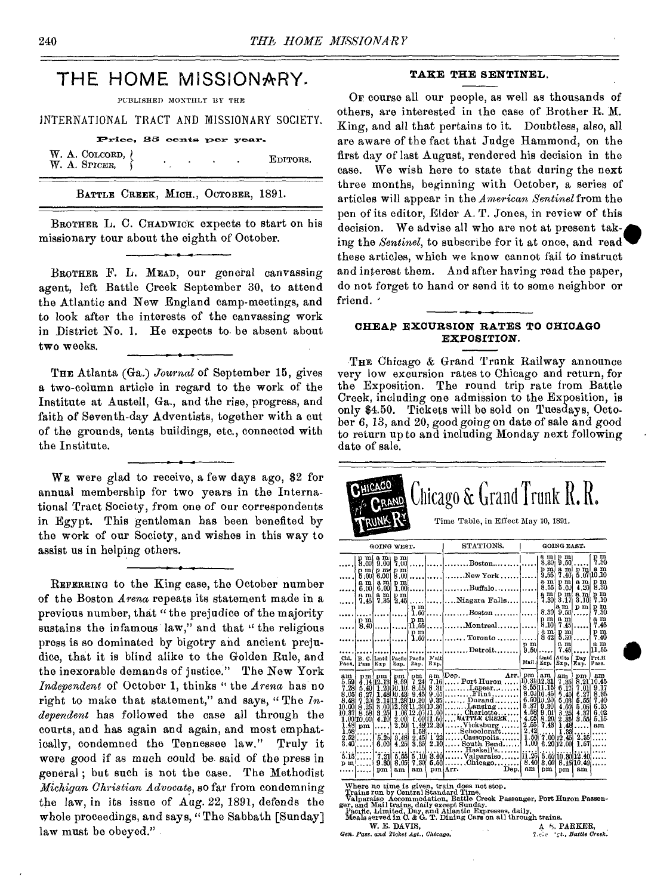# THE HOME MISSIONARY.

PUBLISHED MONTHLY BY THE

INTERNATIONAL TRACT AND MISSIONARY SOCIETY.

**Price, 25 cents per year.**

W. A. COLCORD, W. A. SPICER, — EDITORS.

BATTLE CREEK, MICH., OCTOBER, 1891.

BROTHER L. C. CHADWICK expects to start on his missionary tour about the eighth of October.

BROTHER F. L. MEAD, our general canvassing agent, left Battle Creek September 30, to attend the Atlantic and New England camp-meetings, and to look after the interests of the canvassing work in District No. 1. He expects to be absent about two weeks.

THE Atlanta (Ga.) *Journal* of September 15, gives a two-column article in regard to the work of the Institute at Austell, Ga., and the rise, progress, and faith of Seventh-day Adventists, together with a cut of the grounds, tents buildings, etc., connected with the Institute.

WE were glad to receive, a few days ago, $2 for annual membership for two years in the International Tract Society, from one of our correspondents in Egypt. This gentleman has been benefited by the work of our Society, and wishes in this way to assist us in helping others.

REFERRING to the King case, the October number of the Boston *Arena* repeats its statement made in a previous number, that "the prejudice of the majority sustains the infamous law," and that "the religious press is so dominated by bigotry and ancient prejudice, that it is blind alike to the Golden Rule, and the inexorable demands of justice." The New York *Independent* of October 1, thinks "the *Arena* has no right to make that statement," and says, "The *Independent* has followed the case all through the courts, and has again and again, and most emphatically, condemned the Tennessee law." Truly it were good if as much could be said of the press in general; but such is not the case. The Methodist *Michigan Christian Advocate*, so far from condemning the law, in its issue of Aug. 22, 1891, defends the whole proceedings, and says, "The Sabbath [Sunday] law must be obeyed."

### TAKE THE SENTINEL.

OF course all our people, as well as thousands of others, are interested in the case of Brother R. M. King, and all that pertains to it. Doubtless, also, all are aware of the fact that Judge Hammond, on the first day of last August, rendered his decision in the case. We wish here to state that during the next three months, beginning with October, a series of articles will appear in the *American Sentinel* from the pen of its editor, Elder A. T. Jones, in review of this decision. We advise all who are not at present taking the *Sentinel*, to subscribe for it at once, and read these articles, which we know cannot fail to instruct and interest them. And after having read the paper, do not forget to hand or send it to some neighbor or friend.

### CHEAP EXCURSION RATES TO CHICAGO EXPOSITION.

THE Chicago & Grand Trunk Railway announce very low excursion rates to Chicago and return, for the Exposition. The round trip rate from Battle Creek, including one admission to the Exposition, is only $4.50. Tickets will be sold on Tuesdays, October 6, 13, and 20, good going on date of sale and good to return up to and including Monday next following date of sale.

## Chicago & Grand Trunk R. R.

Time Table, in Effect May 10, 1891.

| GOING WEST. | | | | | | STATIONS. | GOING EAST. | | | | | |
|---|---|---|---|---|---|---|---|---|---|---|---|---|
| | p m 3.00 | a m 9.00 | p m 7.00 | | | Boston | | a m 8.30 | p m 9.50 | | | p m 7.30 |
| | p m 5.00 | a m 6.00 | p m 8.00 | | | New York | | p m 9.55 | a m 7.40 | p m 5.07 | | a m 10.10 |
| | a m 6.00 | a m 6.00 | p m 1.00 | | | Buffalo | | a m 8.55 | p m 5.05 | a m 4.20 | | p m 8.30 |
| | a m 7.45 | a m 7.35 | p m 2.45 | | | Niagara Falls | | a m 7.30 | p m 3.17 | a m 3.10 | | p m 7.10 |
| | | | | p m 1.00 | | Boston | | 8.30 | a m 9.50 | p m | | p m 7.30 |
| | p m 8.40 | | | p m 11.55 | | Montreal | | p m 8.10 | a m 7.45 | | | a m 7.45 |
| | | | | p m 1.00 | | Toronto | | a m 8.42 | p m 5.50 | | | p m 7.40 |
| | | | | | | Detroit | p m 9.50 | | a m 7.45 | | | a m 11.55 |
| Chi. Pass. | B. C. Pass | Lmtd Exp | Pacific Exp. | Pacific Exp. | Mail Exp. | | Mail | Lmtd Exp. | Atl'tc Exp. | Day Exp. | | Prt.H Pass. |
| am | pm | pm | pm | pm | am | Dep. Arr. | pm | am | am | pm | | am |
| 5.59 | 4.14 | 12.13 | 8.59 | 7.24 | 7.16 | Port Huron | 10.31 | 12.31 | 7.35 | 8.21 | | 10.45 |
| 7.28 | 5.40 | 1.20 | 10.19 | 8.55 | 8.31 | Lapeer | 8.55 | 11.15 | 6.17 | 7.01 | | 9.17 |
| 8.05 | 6.27 | 1.48 | 10.43 | 9.45 | 9.05 | Flint | 8.05 | 10.45 | 5.40 | 6.27 | | 8.35 |
| 8.48 | 7.20 | 2.14 | 11.28 | 10.30 | 9.35 | Durand | 6.50 | 10.20 | 5.08 | 6.55 | | 7.40 |
| 10.00 | 8.25 | 3.00 | 12.33 | 11.30 | 10.30 | Lansing | 5.37 | 9.30 | 4.00 | 5.05 | | 6.35 |
| 10.37 | 8.58 | 3.25 | 1.06 | 12.05 | 11.00 | Charlotte | 4.58 | 9.01 | 3.25 | 4.37 | | 6.02 |
| 1.00 | 10.00 | 4.10 | 2.00 | 1.00 | 11.50 | BATTLE CREEK | 4.05 | 8.20 | 2.35 | 3.55 | | 5.15 |
| 1.48 | pm | | 2.50 | 1.48 | 12.30 | Vicksburg | 2.55 | 7.49 | 1.48 | | | am |
| 1.58 | | | | 1.58 | | Schoolcraft | 2.42 | | 1.33 | | | |
| 2.52 | | 5.25 | 3.48 | 2.45 | 1.22 | Cassopolis | 1.50 | 7.00 | 12.45 | 2.35 | | |
| 3.40 | | 6.00 | 4.25 | 3.35 | 2.10 | South Bend | 1.00 | 6.20 | 12.00 | 1.67 | | |
| | | | | | | Haskell's | | | | | | |
| 5.15 | | 7.21 | 5.55 | 5.10 | 3.40 | Valparaiso | 11.25 | 5.00 | 10.30 | 12.40 | | |
| p m | | 9.30 | 8.05 | 7.30 | 6.50 | Chicago | 8.40 | 3.00 | 8.15 | 10.40 | | |
| | | pm | am | am | pm | Arr. Dep. | am | pm | pm | am | | |

Where no time is given, train does not stop.
Trains run by Central Standard Time.
Valparaiso Accommodation, Battle Creek Passenger, Port Huron Passenger, and Mail trains, daily except Sunday.
Pacific, Limited, Day, and Atlantic Expresses, daily.
Meals served in C. & G. T. Dining Cars on all through trains.

W. E. DAVIS, *Gen. Pass. and Ticket Agt., Chicago.*

A. S. PARKER, *Ticket Agt., Battle Creek.*